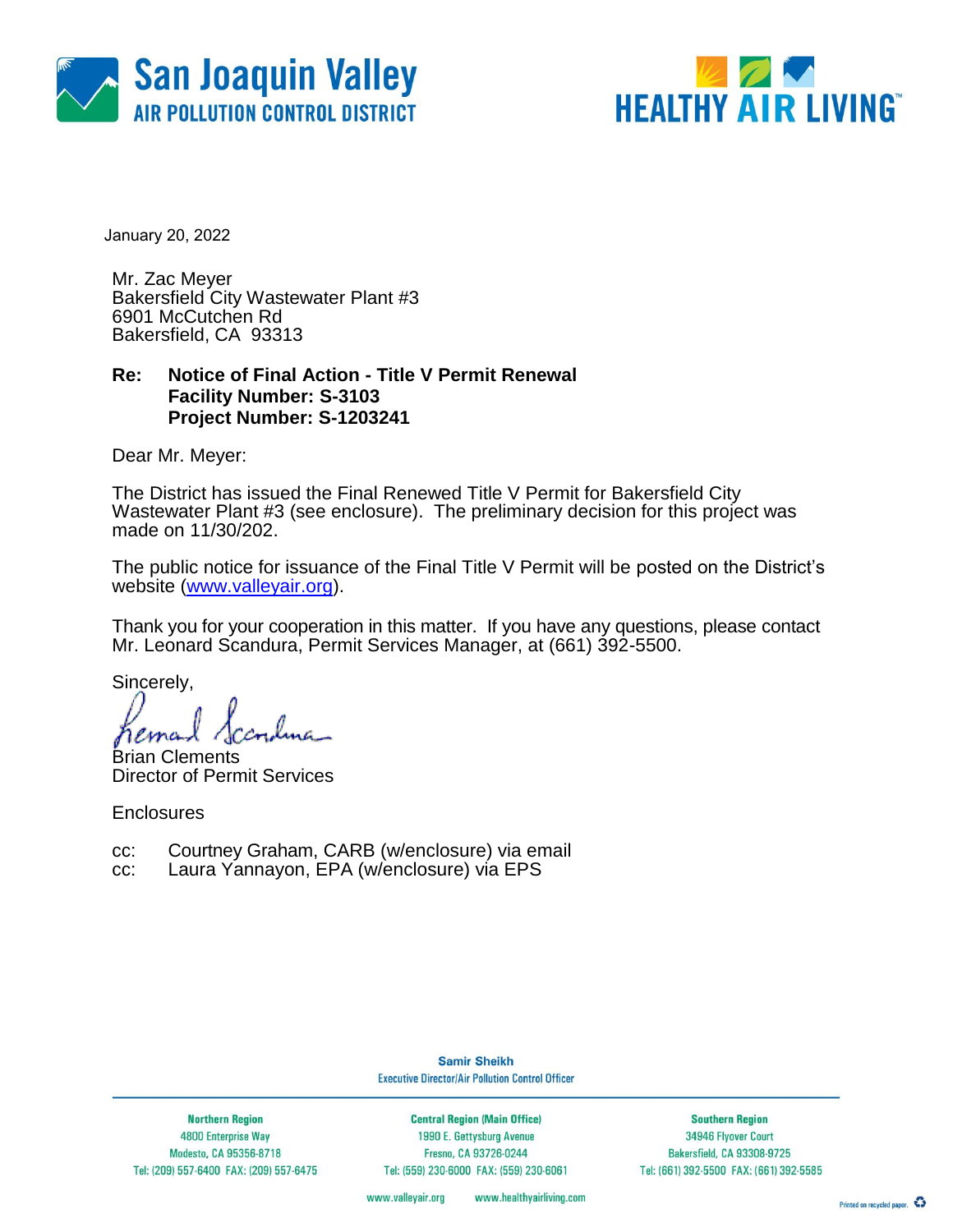San Joaquin Valley
AIR POLLUTION CONTROL DISTRICT

HEALTHY AIR LIVING™

January 20, 2022

Mr. Zac Meyer
Bakersfield City Wastewater Plant #3
6901 McCutchen Rd
Bakersfield, CA  93313

**Re: Notice of Final Action - Title V Permit Renewal**
**Facility Number: S-3103**
**Project Number: S-1203241**

Dear Mr. Meyer:

The District has issued the Final Renewed Title V Permit for Bakersfield City Wastewater Plant #3 (see enclosure). The preliminary decision for this project was made on 11/30/202.

The public notice for issuance of the Final Title V Permit will be posted on the District's website (www.valleyair.org).

Thank you for your cooperation in this matter. If you have any questions, please contact Mr. Leonard Scandura, Permit Services Manager, at (661) 392-5500.

Sincerely,

Brian Clements
Director of Permit Services

Enclosures

cc: Courtney Graham, CARB (w/enclosure) via email
cc: Laura Yannayon, EPA (w/enclosure) via EPS

Samir Sheikh
Executive Director/Air Pollution Control Officer

| Northern Region | Central Region (Main Office) | Southern Region |
|---|---|---|
| 4800 Enterprise Way | 1990 E. Gettysburg Avenue | 34946 Flyover Court |
| Modesto, CA 95356-8718 | Fresno, CA 93726-0244 | Bakersfield, CA 93308-9725 |
| Tel: (209) 557-6400 FAX: (209) 557-6475 | Tel: (559) 230-6000 FAX: (559) 230-6061 | Tel: (661) 392-5500 FAX: (661) 392-5585 |

www.valleyair.org www.healthyairliving.com

Printed on recycled paper.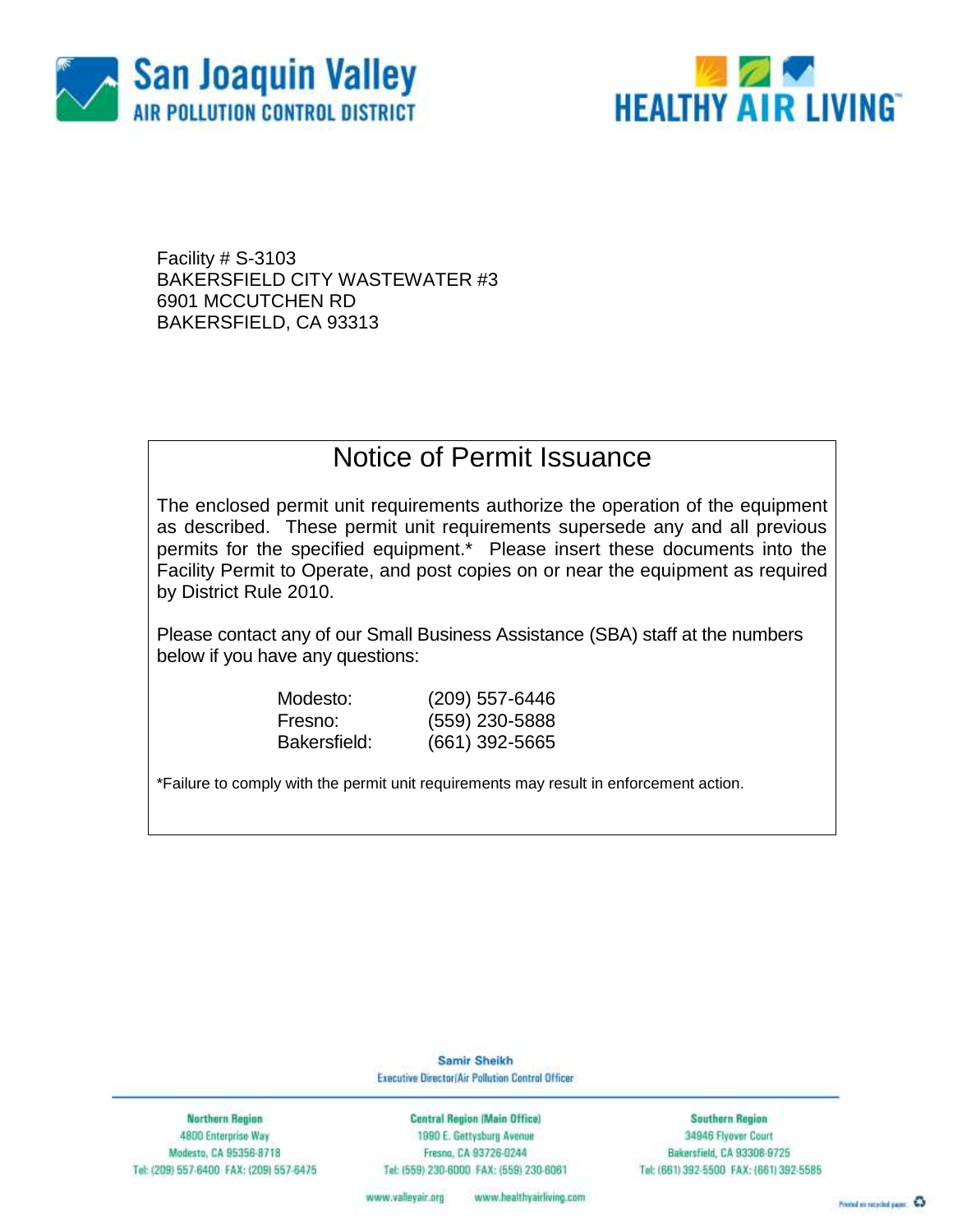San Joaquin Valley
AIR POLLUTION CONTROL DISTRICT

HEALTHY AIR LIVING

Facility # S-3103
BAKERSFIELD CITY WASTEWATER #3
6901 MCCUTCHEN RD
BAKERSFIELD, CA 93313

## Notice of Permit Issuance

The enclosed permit unit requirements authorize the operation of the equipment as described. These permit unit requirements supersede any and all previous permits for the specified equipment.* Please insert these documents into the Facility Permit to Operate, and post copies on or near the equipment as required by District Rule 2010.

Please contact any of our Small Business Assistance (SBA) staff at the numbers below if you have any questions:

| | |
|---|---|
| Modesto: | (209) 557-6446 |
| Fresno: | (559) 230-5888 |
| Bakersfield: | (661) 392-5665 |

*Failure to comply with the permit unit requirements may result in enforcement action.

**Samir Sheikh**
Executive Director/Air Pollution Control Officer

**Northern Region**
4800 Enterprise Way
Modesto, CA 95356-8718
Tel: (209) 557-6400 FAX: (209) 557-6475

**Central Region (Main Office)**
1990 E. Gettysburg Avenue
Fresno, CA 93726-0244
Tel: (559) 230-6000 FAX: (559) 230-6061

**Southern Region**
34946 Flyover Court
Bakersfield, CA 93308-9725
Tel: (661) 392-5500 FAX: (661) 392-5585

www.valleyair.org www.healthyairliving.com

Printed on recycled paper.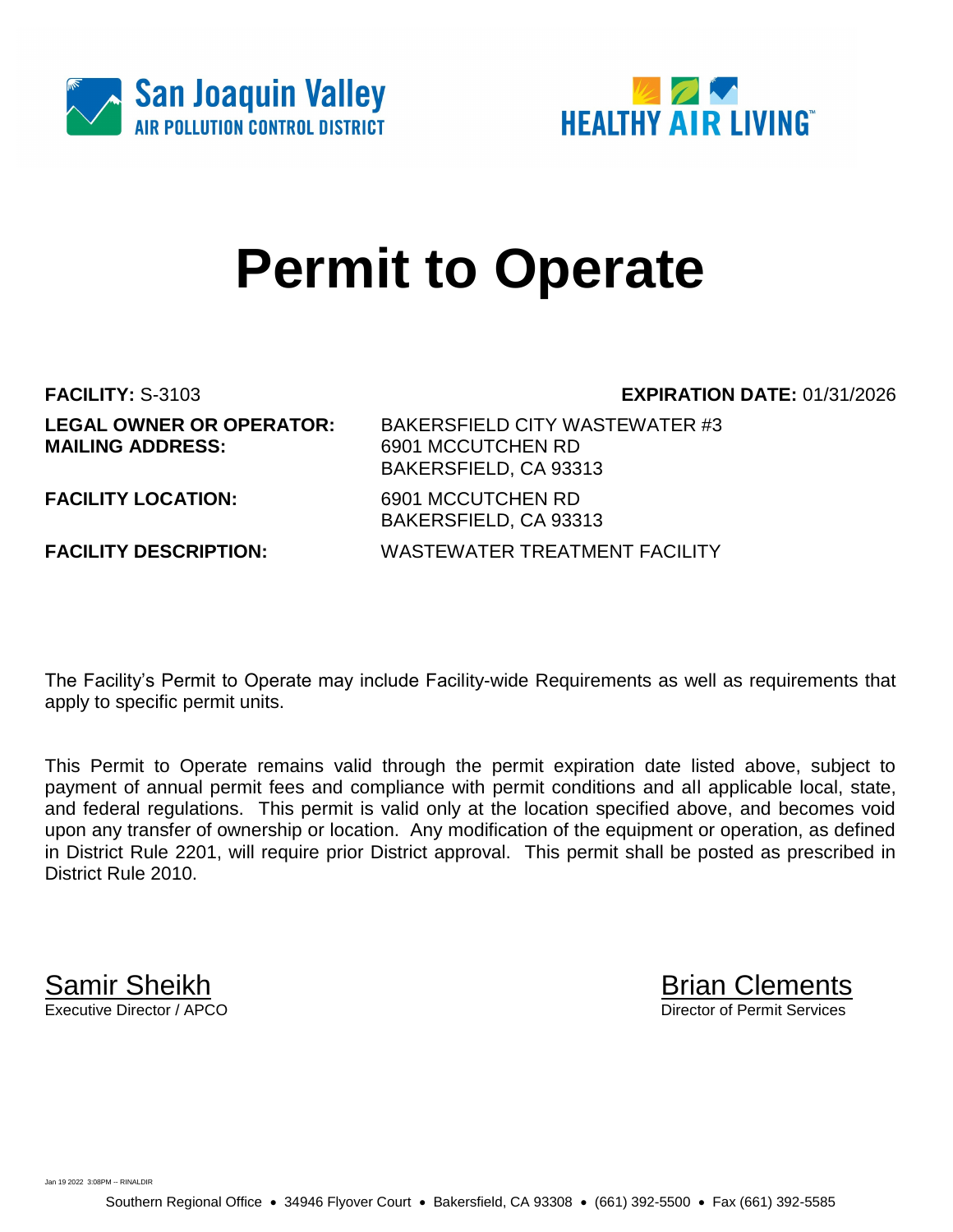San Joaquin Valley
AIR POLLUTION CONTROL DISTRICT

HEALTHY AIR LIVING™

# Permit to Operate

**FACILITY:** S-3103 **EXPIRATION DATE:** 01/31/2026

**LEGAL OWNER OR OPERATOR:** BAKERSFIELD CITY WASTEWATER #3
**MAILING ADDRESS:** 6901 MCCUTCHEN RD
BAKERSFIELD, CA 93313

**FACILITY LOCATION:** 6901 MCCUTCHEN RD
BAKERSFIELD, CA 93313

**FACILITY DESCRIPTION:** WASTEWATER TREATMENT FACILITY

The Facility's Permit to Operate may include Facility-wide Requirements as well as requirements that apply to specific permit units.

This Permit to Operate remains valid through the permit expiration date listed above, subject to payment of annual permit fees and compliance with permit conditions and all applicable local, state, and federal regulations. This permit is valid only at the location specified above, and becomes void upon any transfer of ownership or location. Any modification of the equipment or operation, as defined in District Rule 2201, will require prior District approval. This permit shall be posted as prescribed in District Rule 2010.

Samir Sheikh
Executive Director / APCO

Brian Clements
Director of Permit Services

Jan 19 2022 3:08PM -- RINALDIR

Southern Regional Office • 34946 Flyover Court • Bakersfield, CA 93308 • (661) 392-5500 • Fax (661) 392-5585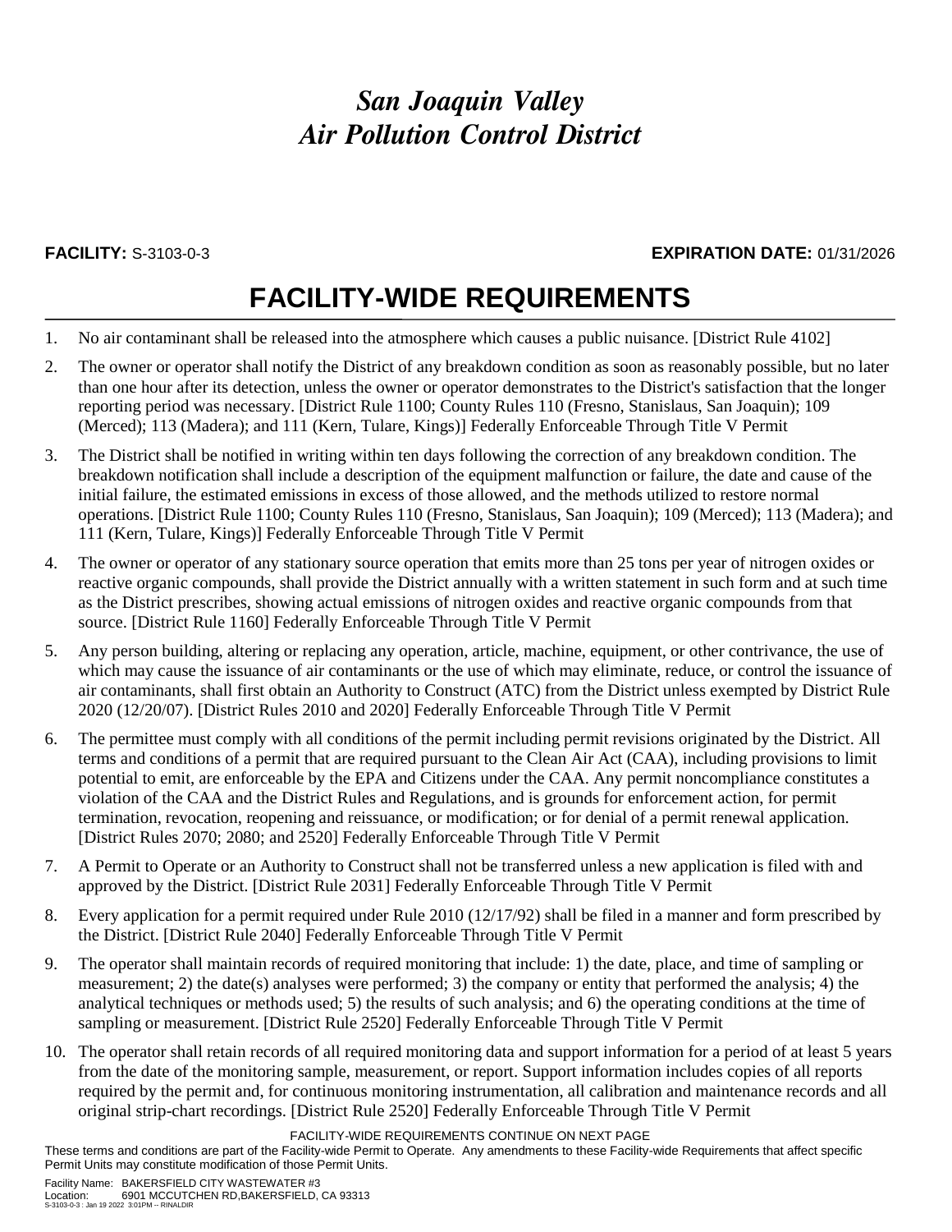# *San Joaquin Valley Air Pollution Control District*

**FACILITY:** S-3103-0-3 **EXPIRATION DATE:** 01/31/2026

## FACILITY-WIDE REQUIREMENTS

1. No air contaminant shall be released into the atmosphere which causes a public nuisance. [District Rule 4102]
2. The owner or operator shall notify the District of any breakdown condition as soon as reasonably possible, but no later than one hour after its detection, unless the owner or operator demonstrates to the District's satisfaction that the longer reporting period was necessary. [District Rule 1100; County Rules 110 (Fresno, Stanislaus, San Joaquin); 109 (Merced); 113 (Madera); and 111 (Kern, Tulare, Kings)] Federally Enforceable Through Title V Permit
3. The District shall be notified in writing within ten days following the correction of any breakdown condition. The breakdown notification shall include a description of the equipment malfunction or failure, the date and cause of the initial failure, the estimated emissions in excess of those allowed, and the methods utilized to restore normal operations. [District Rule 1100; County Rules 110 (Fresno, Stanislaus, San Joaquin); 109 (Merced); 113 (Madera); and 111 (Kern, Tulare, Kings)] Federally Enforceable Through Title V Permit
4. The owner or operator of any stationary source operation that emits more than 25 tons per year of nitrogen oxides or reactive organic compounds, shall provide the District annually with a written statement in such form and at such time as the District prescribes, showing actual emissions of nitrogen oxides and reactive organic compounds from that source. [District Rule 1160] Federally Enforceable Through Title V Permit
5. Any person building, altering or replacing any operation, article, machine, equipment, or other contrivance, the use of which may cause the issuance of air contaminants or the use of which may eliminate, reduce, or control the issuance of air contaminants, shall first obtain an Authority to Construct (ATC) from the District unless exempted by District Rule 2020 (12/20/07). [District Rules 2010 and 2020] Federally Enforceable Through Title V Permit
6. The permittee must comply with all conditions of the permit including permit revisions originated by the District. All terms and conditions of a permit that are required pursuant to the Clean Air Act (CAA), including provisions to limit potential to emit, are enforceable by the EPA and Citizens under the CAA. Any permit noncompliance constitutes a violation of the CAA and the District Rules and Regulations, and is grounds for enforcement action, for permit termination, revocation, reopening and reissuance, or modification; or for denial of a permit renewal application. [District Rules 2070; 2080; and 2520] Federally Enforceable Through Title V Permit
7. A Permit to Operate or an Authority to Construct shall not be transferred unless a new application is filed with and approved by the District. [District Rule 2031] Federally Enforceable Through Title V Permit
8. Every application for a permit required under Rule 2010 (12/17/92) shall be filed in a manner and form prescribed by the District. [District Rule 2040] Federally Enforceable Through Title V Permit
9. The operator shall maintain records of required monitoring that include: 1) the date, place, and time of sampling or measurement; 2) the date(s) analyses were performed; 3) the company or entity that performed the analysis; 4) the analytical techniques or methods used; 5) the results of such analysis; and 6) the operating conditions at the time of sampling or measurement. [District Rule 2520] Federally Enforceable Through Title V Permit
10. The operator shall retain records of all required monitoring data and support information for a period of at least 5 years from the date of the monitoring sample, measurement, or report. Support information includes copies of all reports required by the permit and, for continuous monitoring instrumentation, all calibration and maintenance records and all original strip-chart recordings. [District Rule 2520] Federally Enforceable Through Title V Permit

FACILITY-WIDE REQUIREMENTS CONTINUE ON NEXT PAGE

These terms and conditions are part of the Facility-wide Permit to Operate. Any amendments to these Facility-wide Requirements that affect specific Permit Units may constitute modification of those Permit Units.

Facility Name: BAKERSFIELD CITY WASTEWATER #3
Location: 6901 MCCUTCHEN RD,BAKERSFIELD, CA 93313
S-3103-0-3 : Jan 19 2022 3:01PM -- RINALDIR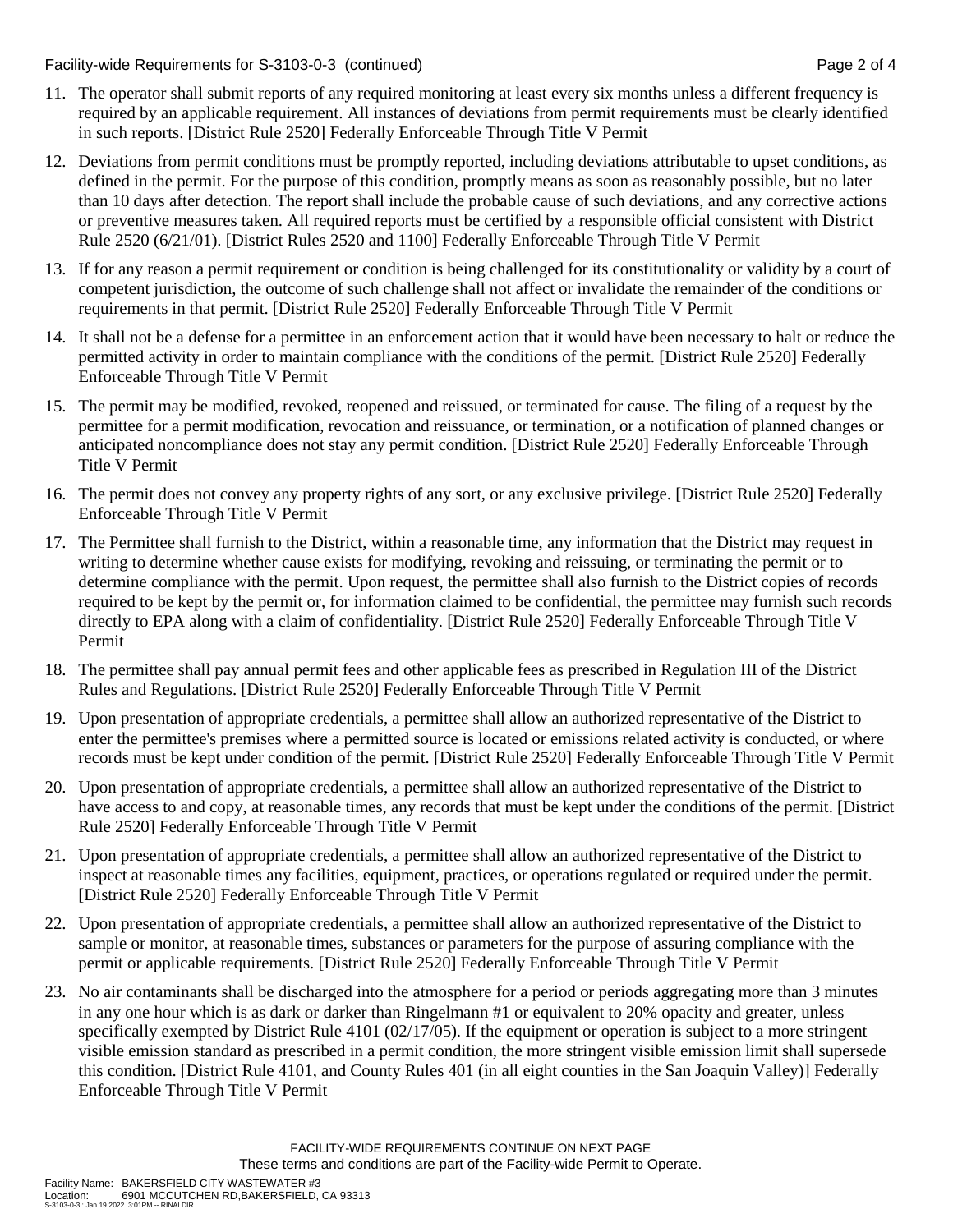11. The operator shall submit reports of any required monitoring at least every six months unless a different frequency is required by an applicable requirement. All instances of deviations from permit requirements must be clearly identified in such reports. [District Rule 2520] Federally Enforceable Through Title V Permit

12. Deviations from permit conditions must be promptly reported, including deviations attributable to upset conditions, as defined in the permit. For the purpose of this condition, promptly means as soon as reasonably possible, but no later than 10 days after detection. The report shall include the probable cause of such deviations, and any corrective actions or preventive measures taken. All required reports must be certified by a responsible official consistent with District Rule 2520 (6/21/01). [District Rules 2520 and 1100] Federally Enforceable Through Title V Permit

13. If for any reason a permit requirement or condition is being challenged for its constitutionality or validity by a court of competent jurisdiction, the outcome of such challenge shall not affect or invalidate the remainder of the conditions or requirements in that permit. [District Rule 2520] Federally Enforceable Through Title V Permit

14. It shall not be a defense for a permittee in an enforcement action that it would have been necessary to halt or reduce the permitted activity in order to maintain compliance with the conditions of the permit. [District Rule 2520] Federally Enforceable Through Title V Permit

15. The permit may be modified, revoked, reopened and reissued, or terminated for cause. The filing of a request by the permittee for a permit modification, revocation and reissuance, or termination, or a notification of planned changes or anticipated noncompliance does not stay any permit condition. [District Rule 2520] Federally Enforceable Through Title V Permit

16. The permit does not convey any property rights of any sort, or any exclusive privilege. [District Rule 2520] Federally Enforceable Through Title V Permit

17. The Permittee shall furnish to the District, within a reasonable time, any information that the District may request in writing to determine whether cause exists for modifying, revoking and reissuing, or terminating the permit or to determine compliance with the permit. Upon request, the permittee shall also furnish to the District copies of records required to be kept by the permit or, for information claimed to be confidential, the permittee may furnish such records directly to EPA along with a claim of confidentiality. [District Rule 2520] Federally Enforceable Through Title V Permit

18. The permittee shall pay annual permit fees and other applicable fees as prescribed in Regulation III of the District Rules and Regulations. [District Rule 2520] Federally Enforceable Through Title V Permit

19. Upon presentation of appropriate credentials, a permittee shall allow an authorized representative of the District to enter the permittee's premises where a permitted source is located or emissions related activity is conducted, or where records must be kept under condition of the permit. [District Rule 2520] Federally Enforceable Through Title V Permit

20. Upon presentation of appropriate credentials, a permittee shall allow an authorized representative of the District to have access to and copy, at reasonable times, any records that must be kept under the conditions of the permit. [District Rule 2520] Federally Enforceable Through Title V Permit

21. Upon presentation of appropriate credentials, a permittee shall allow an authorized representative of the District to inspect at reasonable times any facilities, equipment, practices, or operations regulated or required under the permit. [District Rule 2520] Federally Enforceable Through Title V Permit

22. Upon presentation of appropriate credentials, a permittee shall allow an authorized representative of the District to sample or monitor, at reasonable times, substances or parameters for the purpose of assuring compliance with the permit or applicable requirements. [District Rule 2520] Federally Enforceable Through Title V Permit

23. No air contaminants shall be discharged into the atmosphere for a period or periods aggregating more than 3 minutes in any one hour which is as dark or darker than Ringelmann #1 or equivalent to 20% opacity and greater, unless specifically exempted by District Rule 4101 (02/17/05). If the equipment or operation is subject to a more stringent visible emission standard as prescribed in a permit condition, the more stringent visible emission limit shall supersede this condition. [District Rule 4101, and County Rules 401 (in all eight counties in the San Joaquin Valley)] Federally Enforceable Through Title V Permit

FACILITY-WIDE REQUIREMENTS CONTINUE ON NEXT PAGE
These terms and conditions are part of the Facility-wide Permit to Operate.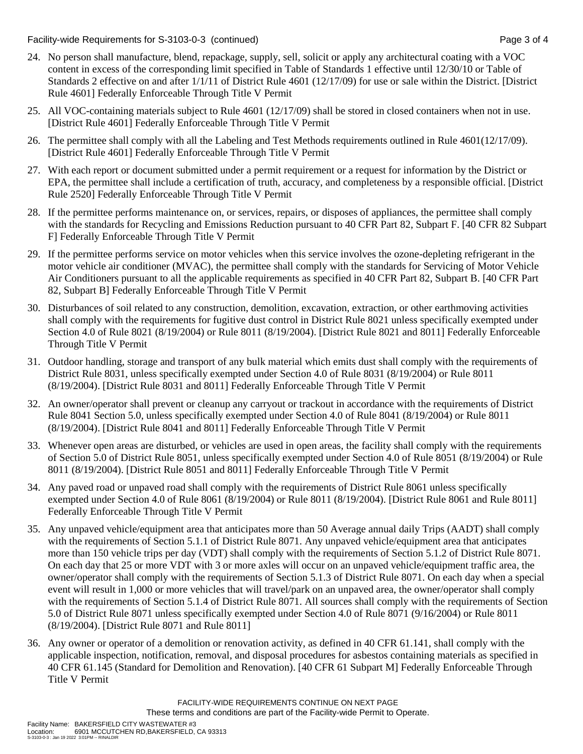24. No person shall manufacture, blend, repackage, supply, sell, solicit or apply any architectural coating with a VOC content in excess of the corresponding limit specified in Table of Standards 1 effective until 12/30/10 or Table of Standards 2 effective on and after 1/1/11 of District Rule 4601 (12/17/09) for use or sale within the District. [District Rule 4601] Federally Enforceable Through Title V Permit

25. All VOC-containing materials subject to Rule 4601 (12/17/09) shall be stored in closed containers when not in use. [District Rule 4601] Federally Enforceable Through Title V Permit

26. The permittee shall comply with all the Labeling and Test Methods requirements outlined in Rule 4601(12/17/09). [District Rule 4601] Federally Enforceable Through Title V Permit

27. With each report or document submitted under a permit requirement or a request for information by the District or EPA, the permittee shall include a certification of truth, accuracy, and completeness by a responsible official. [District Rule 2520] Federally Enforceable Through Title V Permit

28. If the permittee performs maintenance on, or services, repairs, or disposes of appliances, the permittee shall comply with the standards for Recycling and Emissions Reduction pursuant to 40 CFR Part 82, Subpart F. [40 CFR 82 Subpart F] Federally Enforceable Through Title V Permit

29. If the permittee performs service on motor vehicles when this service involves the ozone-depleting refrigerant in the motor vehicle air conditioner (MVAC), the permittee shall comply with the standards for Servicing of Motor Vehicle Air Conditioners pursuant to all the applicable requirements as specified in 40 CFR Part 82, Subpart B. [40 CFR Part 82, Subpart B] Federally Enforceable Through Title V Permit

30. Disturbances of soil related to any construction, demolition, excavation, extraction, or other earthmoving activities shall comply with the requirements for fugitive dust control in District Rule 8021 unless specifically exempted under Section 4.0 of Rule 8021 (8/19/2004) or Rule 8011 (8/19/2004). [District Rule 8021 and 8011] Federally Enforceable Through Title V Permit

31. Outdoor handling, storage and transport of any bulk material which emits dust shall comply with the requirements of District Rule 8031, unless specifically exempted under Section 4.0 of Rule 8031 (8/19/2004) or Rule 8011 (8/19/2004). [District Rule 8031 and 8011] Federally Enforceable Through Title V Permit

32. An owner/operator shall prevent or cleanup any carryout or trackout in accordance with the requirements of District Rule 8041 Section 5.0, unless specifically exempted under Section 4.0 of Rule 8041 (8/19/2004) or Rule 8011 (8/19/2004). [District Rule 8041 and 8011] Federally Enforceable Through Title V Permit

33. Whenever open areas are disturbed, or vehicles are used in open areas, the facility shall comply with the requirements of Section 5.0 of District Rule 8051, unless specifically exempted under Section 4.0 of Rule 8051 (8/19/2004) or Rule 8011 (8/19/2004). [District Rule 8051 and 8011] Federally Enforceable Through Title V Permit

34. Any paved road or unpaved road shall comply with the requirements of District Rule 8061 unless specifically exempted under Section 4.0 of Rule 8061 (8/19/2004) or Rule 8011 (8/19/2004). [District Rule 8061 and Rule 8011] Federally Enforceable Through Title V Permit

35. Any unpaved vehicle/equipment area that anticipates more than 50 Average annual daily Trips (AADT) shall comply with the requirements of Section 5.1.1 of District Rule 8071. Any unpaved vehicle/equipment area that anticipates more than 150 vehicle trips per day (VDT) shall comply with the requirements of Section 5.1.2 of District Rule 8071. On each day that 25 or more VDT with 3 or more axles will occur on an unpaved vehicle/equipment traffic area, the owner/operator shall comply with the requirements of Section 5.1.3 of District Rule 8071. On each day when a special event will result in 1,000 or more vehicles that will travel/park on an unpaved area, the owner/operator shall comply with the requirements of Section 5.1.4 of District Rule 8071. All sources shall comply with the requirements of Section 5.0 of District Rule 8071 unless specifically exempted under Section 4.0 of Rule 8071 (9/16/2004) or Rule 8011 (8/19/2004). [District Rule 8071 and Rule 8011]

36. Any owner or operator of a demolition or renovation activity, as defined in 40 CFR 61.141, shall comply with the applicable inspection, notification, removal, and disposal procedures for asbestos containing materials as specified in 40 CFR 61.145 (Standard for Demolition and Renovation). [40 CFR 61 Subpart M] Federally Enforceable Through Title V Permit

FACILITY-WIDE REQUIREMENTS CONTINUE ON NEXT PAGE

These terms and conditions are part of the Facility-wide Permit to Operate.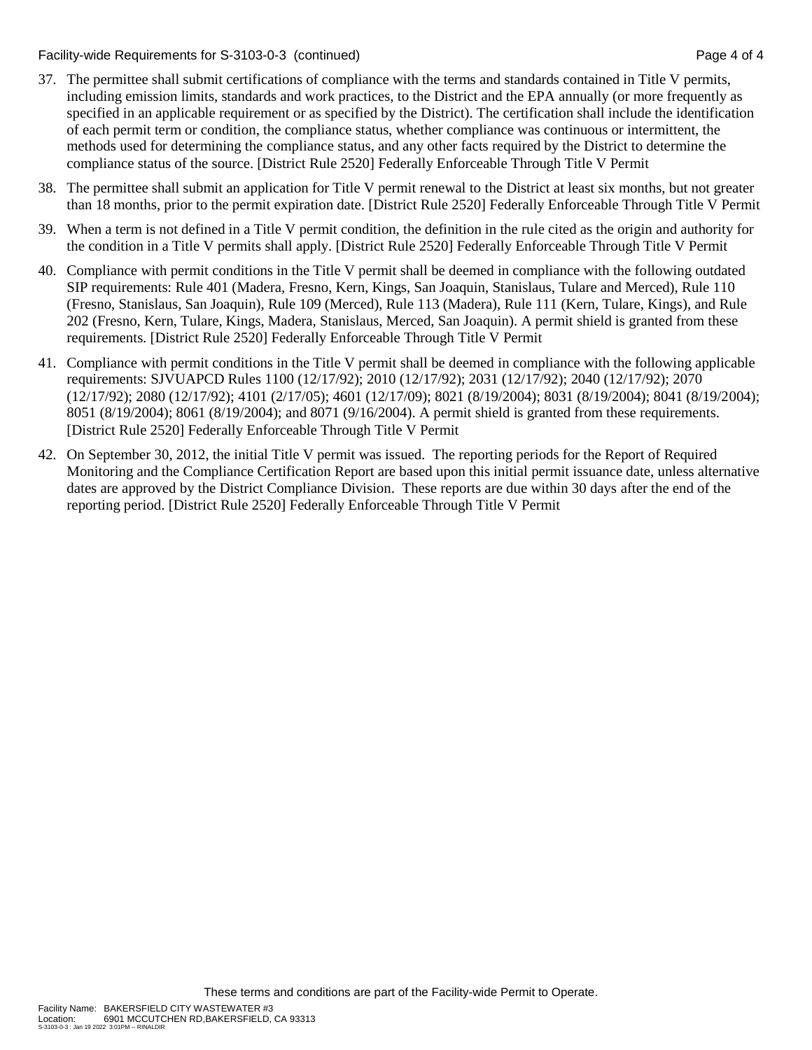37. The permittee shall submit certifications of compliance with the terms and standards contained in Title V permits, including emission limits, standards and work practices, to the District and the EPA annually (or more frequently as specified in an applicable requirement or as specified by the District). The certification shall include the identification of each permit term or condition, the compliance status, whether compliance was continuous or intermittent, the methods used for determining the compliance status, and any other facts required by the District to determine the compliance status of the source. [District Rule 2520] Federally Enforceable Through Title V Permit

38. The permittee shall submit an application for Title V permit renewal to the District at least six months, but not greater than 18 months, prior to the permit expiration date. [District Rule 2520] Federally Enforceable Through Title V Permit

39. When a term is not defined in a Title V permit condition, the definition in the rule cited as the origin and authority for the condition in a Title V permits shall apply. [District Rule 2520] Federally Enforceable Through Title V Permit

40. Compliance with permit conditions in the Title V permit shall be deemed in compliance with the following outdated SIP requirements: Rule 401 (Madera, Fresno, Kern, Kings, San Joaquin, Stanislaus, Tulare and Merced), Rule 110 (Fresno, Stanislaus, San Joaquin), Rule 109 (Merced), Rule 113 (Madera), Rule 111 (Kern, Tulare, Kings), and Rule 202 (Fresno, Kern, Tulare, Kings, Madera, Stanislaus, Merced, San Joaquin). A permit shield is granted from these requirements. [District Rule 2520] Federally Enforceable Through Title V Permit

41. Compliance with permit conditions in the Title V permit shall be deemed in compliance with the following applicable requirements: SJVUAPCD Rules 1100 (12/17/92); 2010 (12/17/92); 2031 (12/17/92); 2040 (12/17/92); 2070 (12/17/92); 2080 (12/17/92); 4101 (2/17/05); 4601 (12/17/09); 8021 (8/19/2004); 8031 (8/19/2004); 8041 (8/19/2004); 8051 (8/19/2004); 8061 (8/19/2004); and 8071 (9/16/2004). A permit shield is granted from these requirements. [District Rule 2520] Federally Enforceable Through Title V Permit

42. On September 30, 2012, the initial Title V permit was issued. The reporting periods for the Report of Required Monitoring and the Compliance Certification Report are based upon this initial permit issuance date, unless alternative dates are approved by the District Compliance Division. These reports are due within 30 days after the end of the reporting period. [District Rule 2520] Federally Enforceable Through Title V Permit

These terms and conditions are part of the Facility-wide Permit to Operate.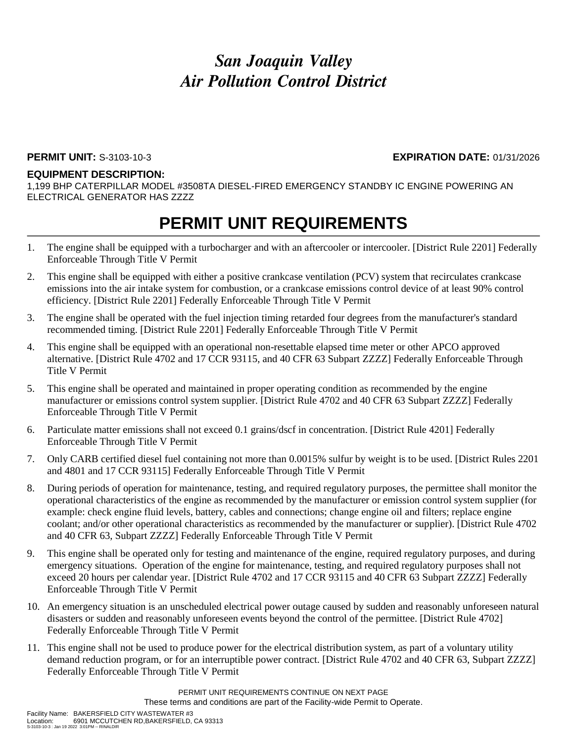# *San Joaquin Valley*
# *Air Pollution Control District*

**PERMIT UNIT:** S-3103-10-3 **EXPIRATION DATE:** 01/31/2026

**EQUIPMENT DESCRIPTION:**
1,199 BHP CATERPILLAR MODEL #3508TA DIESEL-FIRED EMERGENCY STANDBY IC ENGINE POWERING AN ELECTRICAL GENERATOR HAS ZZZZ

## PERMIT UNIT REQUIREMENTS

1. The engine shall be equipped with a turbocharger and with an aftercooler or intercooler. [District Rule 2201] Federally Enforceable Through Title V Permit
2. This engine shall be equipped with either a positive crankcase ventilation (PCV) system that recirculates crankcase emissions into the air intake system for combustion, or a crankcase emissions control device of at least 90% control efficiency. [District Rule 2201] Federally Enforceable Through Title V Permit
3. The engine shall be operated with the fuel injection timing retarded four degrees from the manufacturer's standard recommended timing. [District Rule 2201] Federally Enforceable Through Title V Permit
4. This engine shall be equipped with an operational non-resettable elapsed time meter or other APCO approved alternative. [District Rule 4702 and 17 CCR 93115, and 40 CFR 63 Subpart ZZZZ] Federally Enforceable Through Title V Permit
5. This engine shall be operated and maintained in proper operating condition as recommended by the engine manufacturer or emissions control system supplier. [District Rule 4702 and 40 CFR 63 Subpart ZZZZ] Federally Enforceable Through Title V Permit
6. Particulate matter emissions shall not exceed 0.1 grains/dscf in concentration. [District Rule 4201] Federally Enforceable Through Title V Permit
7. Only CARB certified diesel fuel containing not more than 0.0015% sulfur by weight is to be used. [District Rules 2201 and 4801 and 17 CCR 93115] Federally Enforceable Through Title V Permit
8. During periods of operation for maintenance, testing, and required regulatory purposes, the permittee shall monitor the operational characteristics of the engine as recommended by the manufacturer or emission control system supplier (for example: check engine fluid levels, battery, cables and connections; change engine oil and filters; replace engine coolant; and/or other operational characteristics as recommended by the manufacturer or supplier). [District Rule 4702 and 40 CFR 63, Subpart ZZZZ] Federally Enforceable Through Title V Permit
9. This engine shall be operated only for testing and maintenance of the engine, required regulatory purposes, and during emergency situations. Operation of the engine for maintenance, testing, and required regulatory purposes shall not exceed 20 hours per calendar year. [District Rule 4702 and 17 CCR 93115 and 40 CFR 63 Subpart ZZZZ] Federally Enforceable Through Title V Permit
10. An emergency situation is an unscheduled electrical power outage caused by sudden and reasonably unforeseen natural disasters or sudden and reasonably unforeseen events beyond the control of the permittee. [District Rule 4702] Federally Enforceable Through Title V Permit
11. This engine shall not be used to produce power for the electrical distribution system, as part of a voluntary utility demand reduction program, or for an interruptible power contract. [District Rule 4702 and 40 CFR 63, Subpart ZZZZ] Federally Enforceable Through Title V Permit

PERMIT UNIT REQUIREMENTS CONTINUE ON NEXT PAGE
These terms and conditions are part of the Facility-wide Permit to Operate.

Facility Name: BAKERSFIELD CITY WASTEWATER #3
Location: 6901 MCCUTCHEN RD,BAKERSFIELD, CA 93313
S-3103-10-3 : Jan 19 2022 3:01PM -- RINALDIR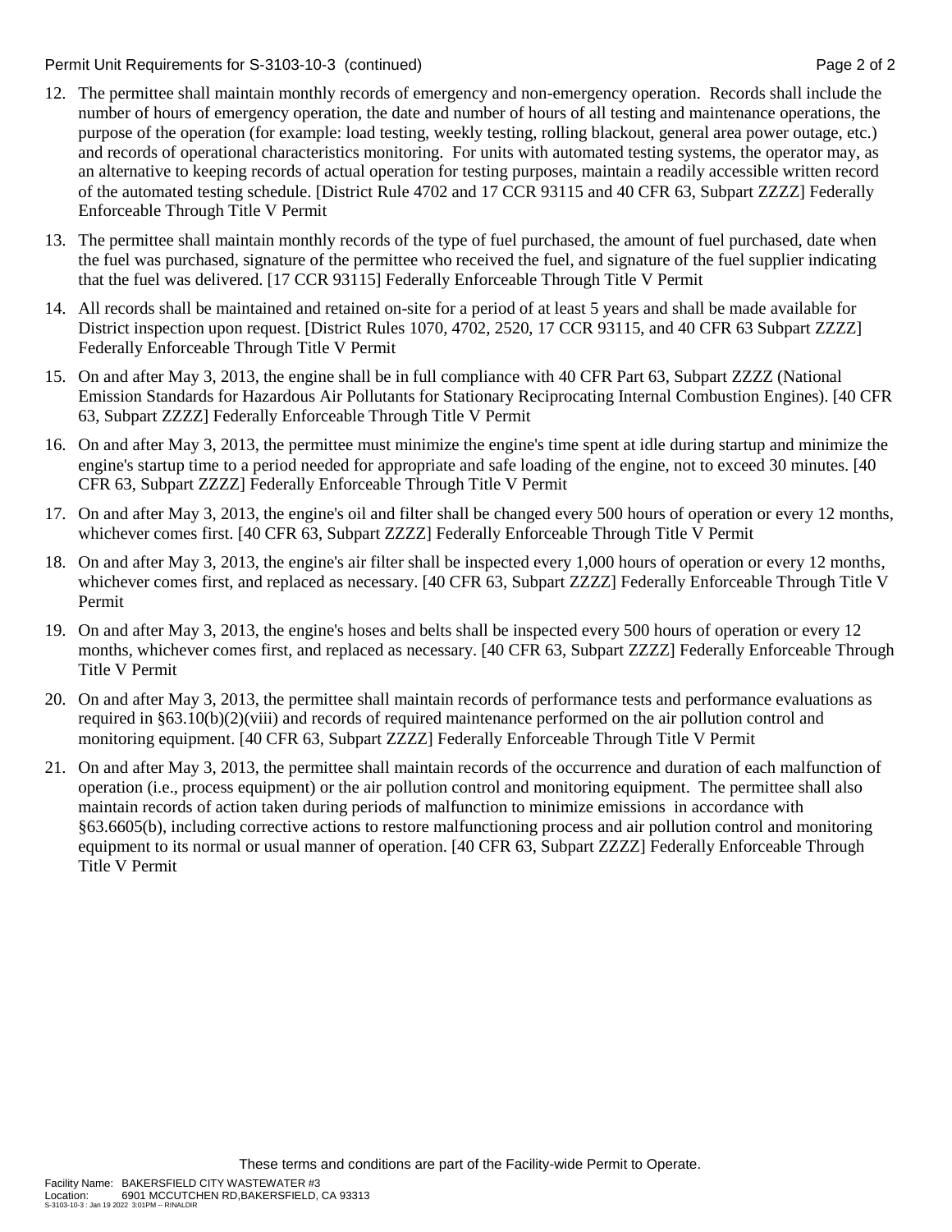12. The permittee shall maintain monthly records of emergency and non-emergency operation. Records shall include the number of hours of emergency operation, the date and number of hours of all testing and maintenance operations, the purpose of the operation (for example: load testing, weekly testing, rolling blackout, general area power outage, etc.) and records of operational characteristics monitoring. For units with automated testing systems, the operator may, as an alternative to keeping records of actual operation for testing purposes, maintain a readily accessible written record of the automated testing schedule. [District Rule 4702 and 17 CCR 93115 and 40 CFR 63, Subpart ZZZZ] Federally Enforceable Through Title V Permit

13. The permittee shall maintain monthly records of the type of fuel purchased, the amount of fuel purchased, date when the fuel was purchased, signature of the permittee who received the fuel, and signature of the fuel supplier indicating that the fuel was delivered. [17 CCR 93115] Federally Enforceable Through Title V Permit

14. All records shall be maintained and retained on-site for a period of at least 5 years and shall be made available for District inspection upon request. [District Rules 1070, 4702, 2520, 17 CCR 93115, and 40 CFR 63 Subpart ZZZZ] Federally Enforceable Through Title V Permit

15. On and after May 3, 2013, the engine shall be in full compliance with 40 CFR Part 63, Subpart ZZZZ (National Emission Standards for Hazardous Air Pollutants for Stationary Reciprocating Internal Combustion Engines). [40 CFR 63, Subpart ZZZZ] Federally Enforceable Through Title V Permit

16. On and after May 3, 2013, the permittee must minimize the engine's time spent at idle during startup and minimize the engine's startup time to a period needed for appropriate and safe loading of the engine, not to exceed 30 minutes. [40 CFR 63, Subpart ZZZZ] Federally Enforceable Through Title V Permit

17. On and after May 3, 2013, the engine's oil and filter shall be changed every 500 hours of operation or every 12 months, whichever comes first. [40 CFR 63, Subpart ZZZZ] Federally Enforceable Through Title V Permit

18. On and after May 3, 2013, the engine's air filter shall be inspected every 1,000 hours of operation or every 12 months, whichever comes first, and replaced as necessary. [40 CFR 63, Subpart ZZZZ] Federally Enforceable Through Title V Permit

19. On and after May 3, 2013, the engine's hoses and belts shall be inspected every 500 hours of operation or every 12 months, whichever comes first, and replaced as necessary. [40 CFR 63, Subpart ZZZZ] Federally Enforceable Through Title V Permit

20. On and after May 3, 2013, the permittee shall maintain records of performance tests and performance evaluations as required in §63.10(b)(2)(viii) and records of required maintenance performed on the air pollution control and monitoring equipment. [40 CFR 63, Subpart ZZZZ] Federally Enforceable Through Title V Permit

21. On and after May 3, 2013, the permittee shall maintain records of the occurrence and duration of each malfunction of operation (i.e., process equipment) or the air pollution control and monitoring equipment. The permittee shall also maintain records of action taken during periods of malfunction to minimize emissions in accordance with §63.6605(b), including corrective actions to restore malfunctioning process and air pollution control and monitoring equipment to its normal or usual manner of operation. [40 CFR 63, Subpart ZZZZ] Federally Enforceable Through Title V Permit

These terms and conditions are part of the Facility-wide Permit to Operate.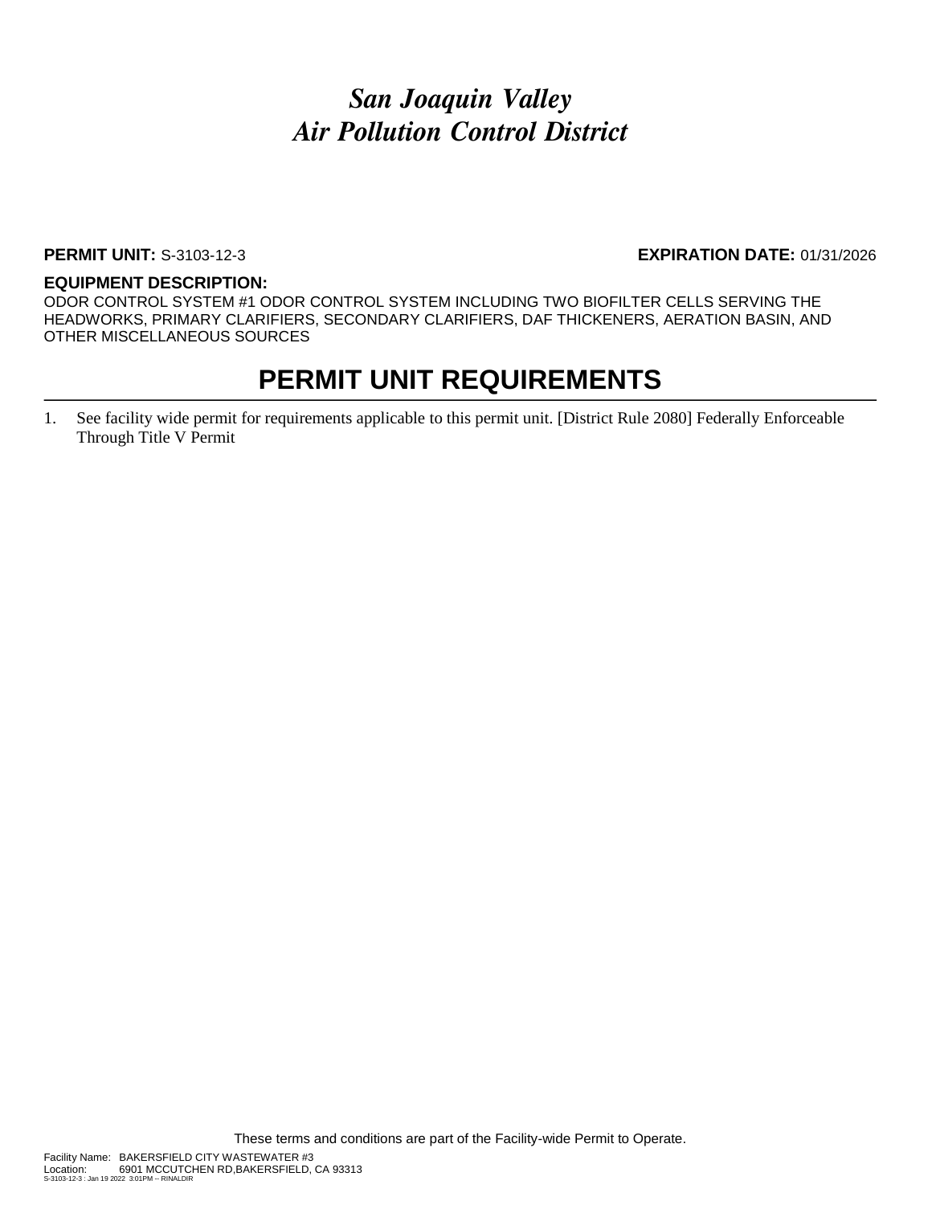# *San Joaquin Valley*
# *Air Pollution Control District*

**PERMIT UNIT:** S-3103-12-3 **EXPIRATION DATE:** 01/31/2026

**EQUIPMENT DESCRIPTION:**
ODOR CONTROL SYSTEM #1 ODOR CONTROL SYSTEM INCLUDING TWO BIOFILTER CELLS SERVING THE HEADWORKS, PRIMARY CLARIFIERS, SECONDARY CLARIFIERS, DAF THICKENERS, AERATION BASIN, AND OTHER MISCELLANEOUS SOURCES

## PERMIT UNIT REQUIREMENTS

1. See facility wide permit for requirements applicable to this permit unit. [District Rule 2080] Federally Enforceable Through Title V Permit

These terms and conditions are part of the Facility-wide Permit to Operate.

Facility Name: BAKERSFIELD CITY WASTEWATER #3
Location: 6901 MCCUTCHEN RD,BAKERSFIELD, CA 93313
S-3103-12-3 : Jan 19 2022 3:01PM -- RINALDIR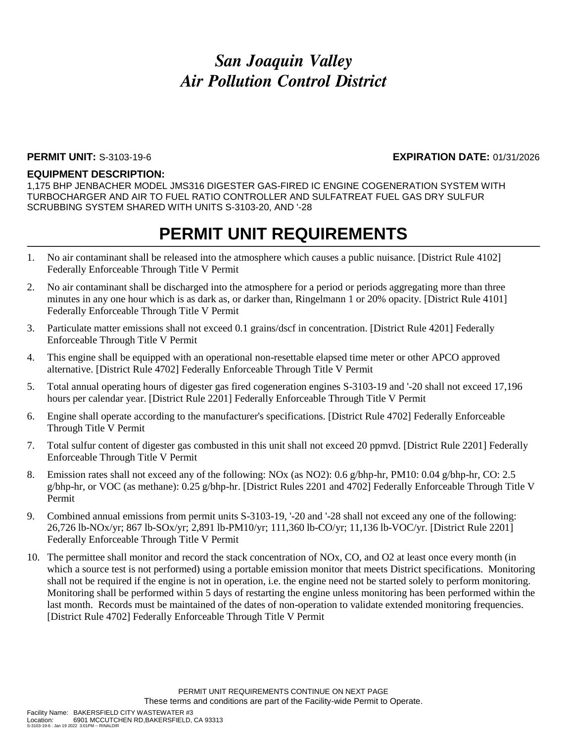# *San Joaquin Valley Air Pollution Control District*

**PERMIT UNIT:** S-3103-19-6 **EXPIRATION DATE:** 01/31/2026

**EQUIPMENT DESCRIPTION:**
1,175 BHP JENBACHER MODEL JMS316 DIGESTER GAS-FIRED IC ENGINE COGENERATION SYSTEM WITH TURBOCHARGER AND AIR TO FUEL RATIO CONTROLLER AND SULFATREAT FUEL GAS DRY SULFUR SCRUBBING SYSTEM SHARED WITH UNITS S-3103-20, AND '-28

# PERMIT UNIT REQUIREMENTS

1. No air contaminant shall be released into the atmosphere which causes a public nuisance. [District Rule 4102] Federally Enforceable Through Title V Permit
2. No air contaminant shall be discharged into the atmosphere for a period or periods aggregating more than three minutes in any one hour which is as dark as, or darker than, Ringelmann 1 or 20% opacity. [District Rule 4101] Federally Enforceable Through Title V Permit
3. Particulate matter emissions shall not exceed 0.1 grains/dscf in concentration. [District Rule 4201] Federally Enforceable Through Title V Permit
4. This engine shall be equipped with an operational non-resettable elapsed time meter or other APCO approved alternative. [District Rule 4702] Federally Enforceable Through Title V Permit
5. Total annual operating hours of digester gas fired cogeneration engines S-3103-19 and '-20 shall not exceed 17,196 hours per calendar year. [District Rule 2201] Federally Enforceable Through Title V Permit
6. Engine shall operate according to the manufacturer's specifications. [District Rule 4702] Federally Enforceable Through Title V Permit
7. Total sulfur content of digester gas combusted in this unit shall not exceed 20 ppmvd. [District Rule 2201] Federally Enforceable Through Title V Permit
8. Emission rates shall not exceed any of the following: NOx (as NO2): 0.6 g/bhp-hr, PM10: 0.04 g/bhp-hr, CO: 2.5 g/bhp-hr, or VOC (as methane): 0.25 g/bhp-hr. [District Rules 2201 and 4702] Federally Enforceable Through Title V Permit
9. Combined annual emissions from permit units S-3103-19, '-20 and '-28 shall not exceed any one of the following: 26,726 lb-NOx/yr; 867 lb-SOx/yr; 2,891 lb-PM10/yr; 111,360 lb-CO/yr; 11,136 lb-VOC/yr. [District Rule 2201] Federally Enforceable Through Title V Permit
10. The permittee shall monitor and record the stack concentration of NOx, CO, and O2 at least once every month (in which a source test is not performed) using a portable emission monitor that meets District specifications. Monitoring shall not be required if the engine is not in operation, i.e. the engine need not be started solely to perform monitoring. Monitoring shall be performed within 5 days of restarting the engine unless monitoring has been performed within the last month. Records must be maintained of the dates of non-operation to validate extended monitoring frequencies. [District Rule 4702] Federally Enforceable Through Title V Permit

PERMIT UNIT REQUIREMENTS CONTINUE ON NEXT PAGE
These terms and conditions are part of the Facility-wide Permit to Operate.

Facility Name: BAKERSFIELD CITY WASTEWATER #3
Location: 6901 MCCUTCHEN RD,BAKERSFIELD, CA 93313
S-3103-19-6 : Jan 19 2022 3:01PM -- RINALDIR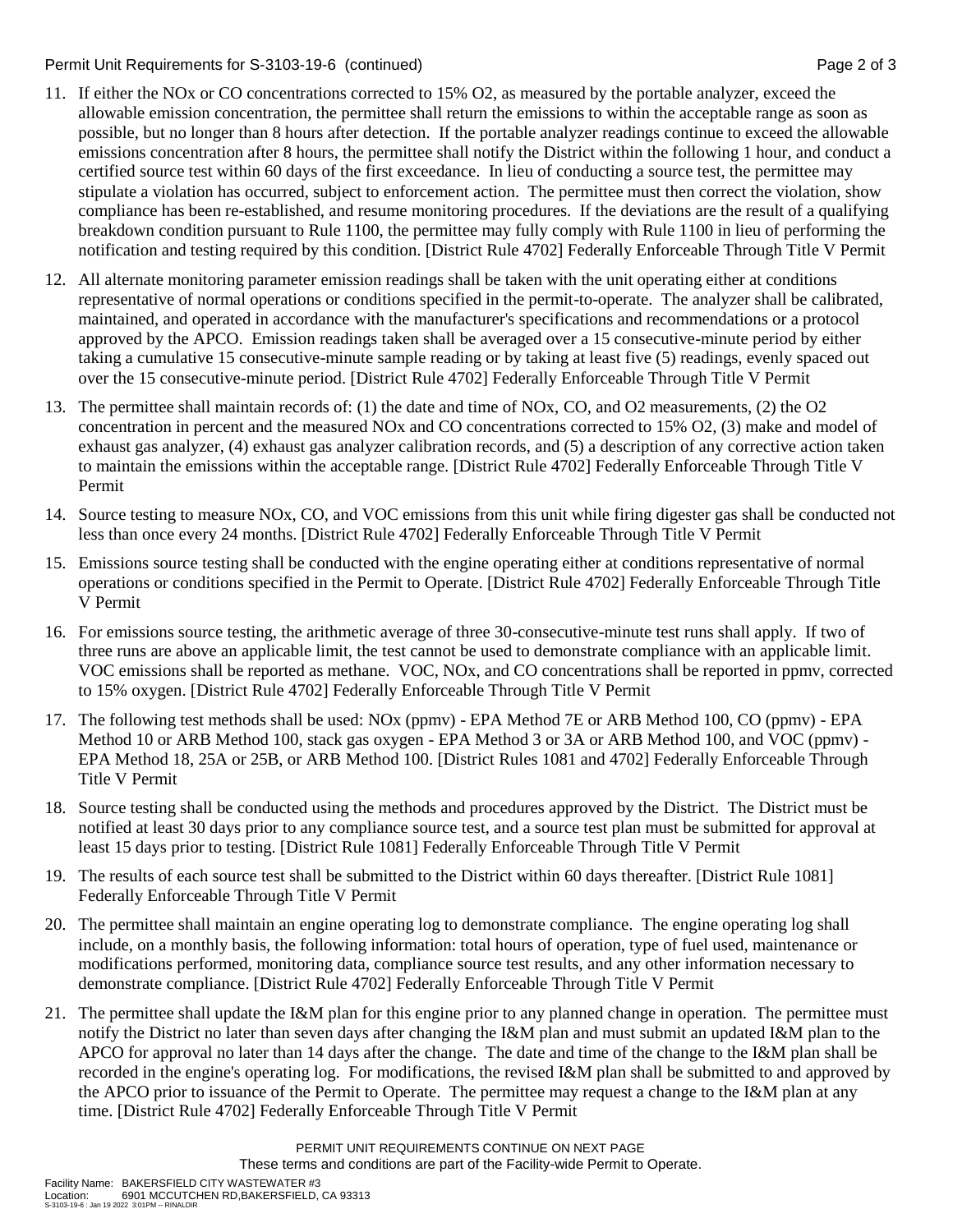11. If either the NOx or CO concentrations corrected to 15% O2, as measured by the portable analyzer, exceed the allowable emission concentration, the permittee shall return the emissions to within the acceptable range as soon as possible, but no longer than 8 hours after detection. If the portable analyzer readings continue to exceed the allowable emissions concentration after 8 hours, the permittee shall notify the District within the following 1 hour, and conduct a certified source test within 60 days of the first exceedance. In lieu of conducting a source test, the permittee may stipulate a violation has occurred, subject to enforcement action. The permittee must then correct the violation, show compliance has been re-established, and resume monitoring procedures. If the deviations are the result of a qualifying breakdown condition pursuant to Rule 1100, the permittee may fully comply with Rule 1100 in lieu of performing the notification and testing required by this condition. [District Rule 4702] Federally Enforceable Through Title V Permit

12. All alternate monitoring parameter emission readings shall be taken with the unit operating either at conditions representative of normal operations or conditions specified in the permit-to-operate. The analyzer shall be calibrated, maintained, and operated in accordance with the manufacturer's specifications and recommendations or a protocol approved by the APCO. Emission readings taken shall be averaged over a 15 consecutive-minute period by either taking a cumulative 15 consecutive-minute sample reading or by taking at least five (5) readings, evenly spaced out over the 15 consecutive-minute period. [District Rule 4702] Federally Enforceable Through Title V Permit

13. The permittee shall maintain records of: (1) the date and time of NOx, CO, and O2 measurements, (2) the O2 concentration in percent and the measured NOx and CO concentrations corrected to 15% O2, (3) make and model of exhaust gas analyzer, (4) exhaust gas analyzer calibration records, and (5) a description of any corrective action taken to maintain the emissions within the acceptable range. [District Rule 4702] Federally Enforceable Through Title V Permit

14. Source testing to measure NOx, CO, and VOC emissions from this unit while firing digester gas shall be conducted not less than once every 24 months. [District Rule 4702] Federally Enforceable Through Title V Permit

15. Emissions source testing shall be conducted with the engine operating either at conditions representative of normal operations or conditions specified in the Permit to Operate. [District Rule 4702] Federally Enforceable Through Title V Permit

16. For emissions source testing, the arithmetic average of three 30-consecutive-minute test runs shall apply. If two of three runs are above an applicable limit, the test cannot be used to demonstrate compliance with an applicable limit. VOC emissions shall be reported as methane. VOC, NOx, and CO concentrations shall be reported in ppmv, corrected to 15% oxygen. [District Rule 4702] Federally Enforceable Through Title V Permit

17. The following test methods shall be used: NOx (ppmv) - EPA Method 7E or ARB Method 100, CO (ppmv) - EPA Method 10 or ARB Method 100, stack gas oxygen - EPA Method 3 or 3A or ARB Method 100, and VOC (ppmv) - EPA Method 18, 25A or 25B, or ARB Method 100. [District Rules 1081 and 4702] Federally Enforceable Through Title V Permit

18. Source testing shall be conducted using the methods and procedures approved by the District. The District must be notified at least 30 days prior to any compliance source test, and a source test plan must be submitted for approval at least 15 days prior to testing. [District Rule 1081] Federally Enforceable Through Title V Permit

19. The results of each source test shall be submitted to the District within 60 days thereafter. [District Rule 1081] Federally Enforceable Through Title V Permit

20. The permittee shall maintain an engine operating log to demonstrate compliance. The engine operating log shall include, on a monthly basis, the following information: total hours of operation, type of fuel used, maintenance or modifications performed, monitoring data, compliance source test results, and any other information necessary to demonstrate compliance. [District Rule 4702] Federally Enforceable Through Title V Permit

21. The permittee shall update the I&M plan for this engine prior to any planned change in operation. The permittee must notify the District no later than seven days after changing the I&M plan and must submit an updated I&M plan to the APCO for approval no later than 14 days after the change. The date and time of the change to the I&M plan shall be recorded in the engine's operating log. For modifications, the revised I&M plan shall be submitted to and approved by the APCO prior to issuance of the Permit to Operate. The permittee may request a change to the I&M plan at any time. [District Rule 4702] Federally Enforceable Through Title V Permit

PERMIT UNIT REQUIREMENTS CONTINUE ON NEXT PAGE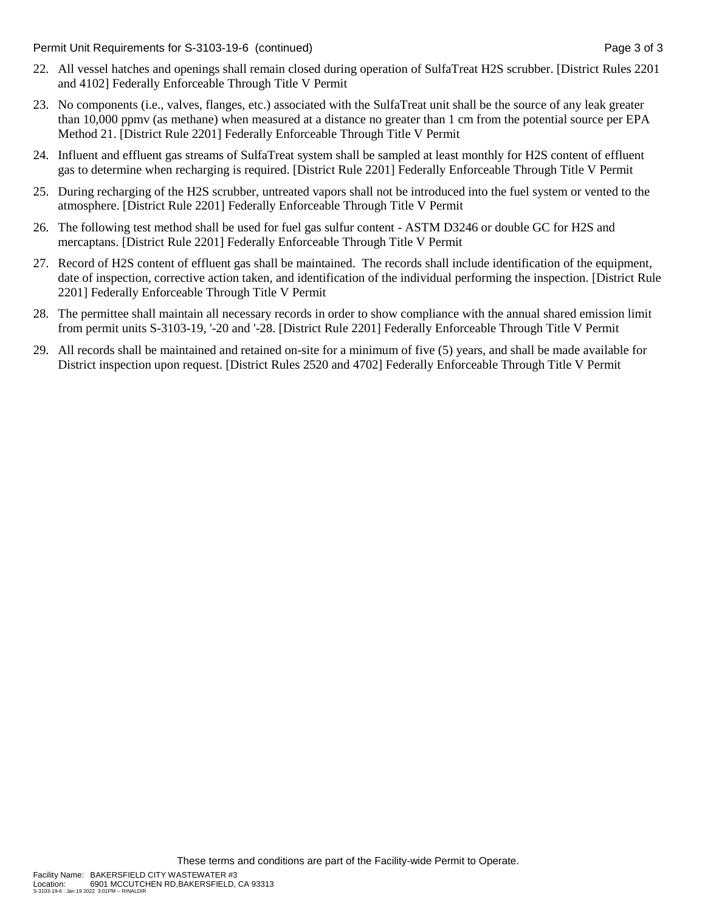22. All vessel hatches and openings shall remain closed during operation of SulfaTreat H2S scrubber. [District Rules 2201 and 4102] Federally Enforceable Through Title V Permit

23. No components (i.e., valves, flanges, etc.) associated with the SulfaTreat unit shall be the source of any leak greater than 10,000 ppmv (as methane) when measured at a distance no greater than 1 cm from the potential source per EPA Method 21. [District Rule 2201] Federally Enforceable Through Title V Permit

24. Influent and effluent gas streams of SulfaTreat system shall be sampled at least monthly for H2S content of effluent gas to determine when recharging is required. [District Rule 2201] Federally Enforceable Through Title V Permit

25. During recharging of the H2S scrubber, untreated vapors shall not be introduced into the fuel system or vented to the atmosphere. [District Rule 2201] Federally Enforceable Through Title V Permit

26. The following test method shall be used for fuel gas sulfur content - ASTM D3246 or double GC for H2S and mercaptans. [District Rule 2201] Federally Enforceable Through Title V Permit

27. Record of H2S content of effluent gas shall be maintained. The records shall include identification of the equipment, date of inspection, corrective action taken, and identification of the individual performing the inspection. [District Rule 2201] Federally Enforceable Through Title V Permit

28. The permittee shall maintain all necessary records in order to show compliance with the annual shared emission limit from permit units S-3103-19, '-20 and '-28. [District Rule 2201] Federally Enforceable Through Title V Permit

29. All records shall be maintained and retained on-site for a minimum of five (5) years, and shall be made available for District inspection upon request. [District Rules 2520 and 4702] Federally Enforceable Through Title V Permit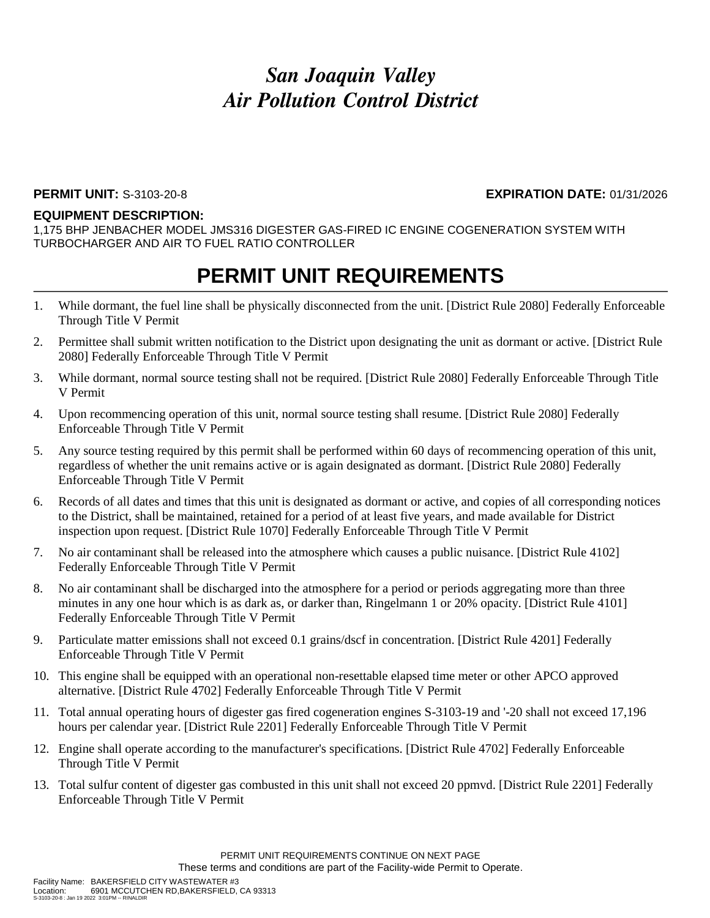# *San Joaquin Valley*
# *Air Pollution Control District*

**PERMIT UNIT:** S-3103-20-8 **EXPIRATION DATE:** 01/31/2026

**EQUIPMENT DESCRIPTION:**
1,175 BHP JENBACHER MODEL JMS316 DIGESTER GAS-FIRED IC ENGINE COGENERATION SYSTEM WITH TURBOCHARGER AND AIR TO FUEL RATIO CONTROLLER

## PERMIT UNIT REQUIREMENTS

1. While dormant, the fuel line shall be physically disconnected from the unit. [District Rule 2080] Federally Enforceable Through Title V Permit
2. Permittee shall submit written notification to the District upon designating the unit as dormant or active. [District Rule 2080] Federally Enforceable Through Title V Permit
3. While dormant, normal source testing shall not be required. [District Rule 2080] Federally Enforceable Through Title V Permit
4. Upon recommencing operation of this unit, normal source testing shall resume. [District Rule 2080] Federally Enforceable Through Title V Permit
5. Any source testing required by this permit shall be performed within 60 days of recommencing operation of this unit, regardless of whether the unit remains active or is again designated as dormant. [District Rule 2080] Federally Enforceable Through Title V Permit
6. Records of all dates and times that this unit is designated as dormant or active, and copies of all corresponding notices to the District, shall be maintained, retained for a period of at least five years, and made available for District inspection upon request. [District Rule 1070] Federally Enforceable Through Title V Permit
7. No air contaminant shall be released into the atmosphere which causes a public nuisance. [District Rule 4102] Federally Enforceable Through Title V Permit
8. No air contaminant shall be discharged into the atmosphere for a period or periods aggregating more than three minutes in any one hour which is as dark as, or darker than, Ringelmann 1 or 20% opacity. [District Rule 4101] Federally Enforceable Through Title V Permit
9. Particulate matter emissions shall not exceed 0.1 grains/dscf in concentration. [District Rule 4201] Federally Enforceable Through Title V Permit
10. This engine shall be equipped with an operational non-resettable elapsed time meter or other APCO approved alternative. [District Rule 4702] Federally Enforceable Through Title V Permit
11. Total annual operating hours of digester gas fired cogeneration engines S-3103-19 and '-20 shall not exceed 17,196 hours per calendar year. [District Rule 2201] Federally Enforceable Through Title V Permit
12. Engine shall operate according to the manufacturer's specifications. [District Rule 4702] Federally Enforceable Through Title V Permit
13. Total sulfur content of digester gas combusted in this unit shall not exceed 20 ppmvd. [District Rule 2201] Federally Enforceable Through Title V Permit

PERMIT UNIT REQUIREMENTS CONTINUE ON NEXT PAGE
These terms and conditions are part of the Facility-wide Permit to Operate.

Facility Name: BAKERSFIELD CITY WASTEWATER #3
Location: 6901 MCCUTCHEN RD,BAKERSFIELD, CA 93313
S-3103-20-8 : Jan 19 2022 3:01PM -- RINALDIR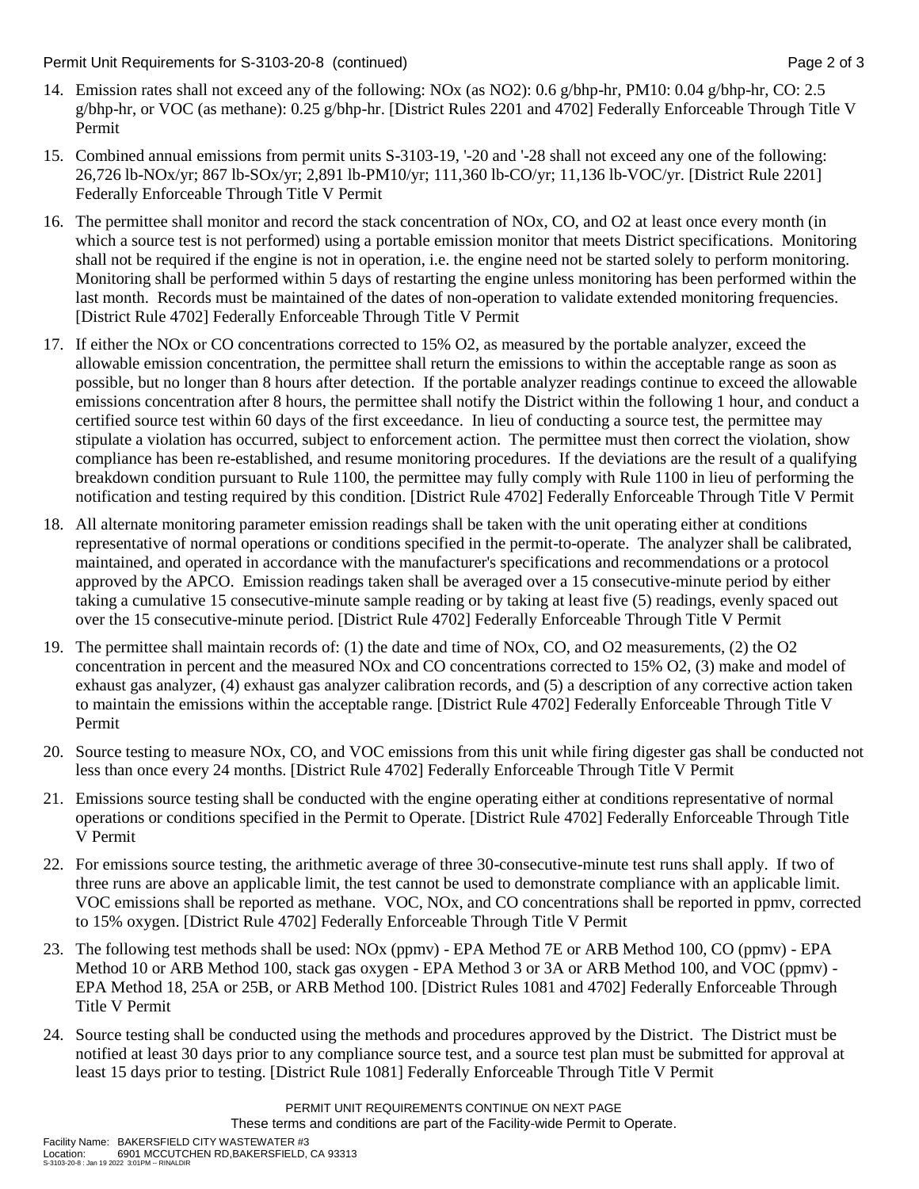14. Emission rates shall not exceed any of the following: NOx (as $NO_2$): 0.6 g/bhp-hr, PM10: 0.04 g/bhp-hr, CO: 2.5 g/bhp-hr, or VOC (as methane): 0.25 g/bhp-hr. [District Rules 2201 and 4702] Federally Enforceable Through Title V Permit

15. Combined annual emissions from permit units S-3103-19, '-20 and '-28 shall not exceed any one of the following: 26,726 lb-NOx/yr; 867 lb-SOx/yr; 2,891 lb-PM10/yr; 111,360 lb-CO/yr; 11,136 lb-VOC/yr. [District Rule 2201] Federally Enforceable Through Title V Permit

16. The permittee shall monitor and record the stack concentration of NOx, CO, and $O_2$ at least once every month (in which a source test is not performed) using a portable emission monitor that meets District specifications. Monitoring shall not be required if the engine is not in operation, i.e. the engine need not be started solely to perform monitoring. Monitoring shall be performed within 5 days of restarting the engine unless monitoring has been performed within the last month. Records must be maintained of the dates of non-operation to validate extended monitoring frequencies. [District Rule 4702] Federally Enforceable Through Title V Permit

17. If either the NOx or CO concentrations corrected to 15% $O_2$, as measured by the portable analyzer, exceed the allowable emission concentration, the permittee shall return the emissions to within the acceptable range as soon as possible, but no longer than 8 hours after detection. If the portable analyzer readings continue to exceed the allowable emissions concentration after 8 hours, the permittee shall notify the District within the following 1 hour, and conduct a certified source test within 60 days of the first exceedance. In lieu of conducting a source test, the permittee may stipulate a violation has occurred, subject to enforcement action. The permittee must then correct the violation, show compliance has been re-established, and resume monitoring procedures. If the deviations are the result of a qualifying breakdown condition pursuant to Rule 1100, the permittee may fully comply with Rule 1100 in lieu of performing the notification and testing required by this condition. [District Rule 4702] Federally Enforceable Through Title V Permit

18. All alternate monitoring parameter emission readings shall be taken with the unit operating either at conditions representative of normal operations or conditions specified in the permit-to-operate. The analyzer shall be calibrated, maintained, and operated in accordance with the manufacturer's specifications and recommendations or a protocol approved by the APCO. Emission readings taken shall be averaged over a 15 consecutive-minute period by either taking a cumulative 15 consecutive-minute sample reading or by taking at least five (5) readings, evenly spaced out over the 15 consecutive-minute period. [District Rule 4702] Federally Enforceable Through Title V Permit

19. The permittee shall maintain records of: (1) the date and time of NOx, CO, and $O_2$ measurements, (2) the $O_2$ concentration in percent and the measured NOx and CO concentrations corrected to 15% $O_2$, (3) make and model of exhaust gas analyzer, (4) exhaust gas analyzer calibration records, and (5) a description of any corrective action taken to maintain the emissions within the acceptable range. [District Rule 4702] Federally Enforceable Through Title V Permit

20. Source testing to measure NOx, CO, and VOC emissions from this unit while firing digester gas shall be conducted not less than once every 24 months. [District Rule 4702] Federally Enforceable Through Title V Permit

21. Emissions source testing shall be conducted with the engine operating either at conditions representative of normal operations or conditions specified in the Permit to Operate. [District Rule 4702] Federally Enforceable Through Title V Permit

22. For emissions source testing, the arithmetic average of three 30-consecutive-minute test runs shall apply. If two of three runs are above an applicable limit, the test cannot be used to demonstrate compliance with an applicable limit. VOC emissions shall be reported as methane. VOC, NOx, and CO concentrations shall be reported in ppmv, corrected to 15% oxygen. [District Rule 4702] Federally Enforceable Through Title V Permit

23. The following test methods shall be used: NOx (ppmv) - EPA Method 7E or ARB Method 100, CO (ppmv) - EPA Method 10 or ARB Method 100, stack gas oxygen - EPA Method 3 or 3A or ARB Method 100, and VOC (ppmv) - EPA Method 18, 25A or 25B, or ARB Method 100. [District Rules 1081 and 4702] Federally Enforceable Through Title V Permit

24. Source testing shall be conducted using the methods and procedures approved by the District. The District must be notified at least 30 days prior to any compliance source test, and a source test plan must be submitted for approval at least 15 days prior to testing. [District Rule 1081] Federally Enforceable Through Title V Permit

PERMIT UNIT REQUIREMENTS CONTINUE ON NEXT PAGE
These terms and conditions are part of the Facility-wide Permit to Operate.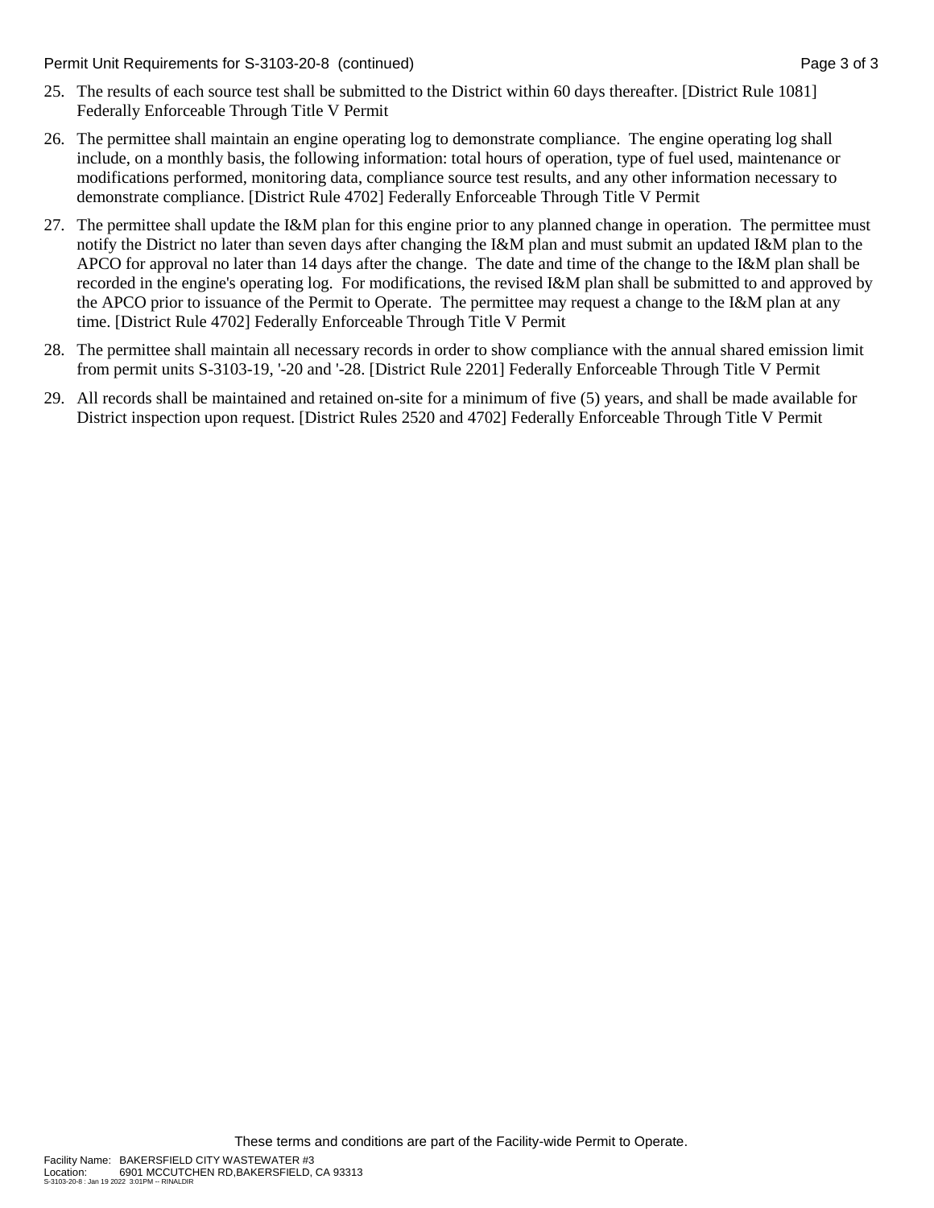25. The results of each source test shall be submitted to the District within 60 days thereafter. [District Rule 1081] Federally Enforceable Through Title V Permit

26. The permittee shall maintain an engine operating log to demonstrate compliance. The engine operating log shall include, on a monthly basis, the following information: total hours of operation, type of fuel used, maintenance or modifications performed, monitoring data, compliance source test results, and any other information necessary to demonstrate compliance. [District Rule 4702] Federally Enforceable Through Title V Permit

27. The permittee shall update the I&M plan for this engine prior to any planned change in operation. The permittee must notify the District no later than seven days after changing the I&M plan and must submit an updated I&M plan to the APCO for approval no later than 14 days after the change. The date and time of the change to the I&M plan shall be recorded in the engine's operating log. For modifications, the revised I&M plan shall be submitted to and approved by the APCO prior to issuance of the Permit to Operate. The permittee may request a change to the I&M plan at any time. [District Rule 4702] Federally Enforceable Through Title V Permit

28. The permittee shall maintain all necessary records in order to show compliance with the annual shared emission limit from permit units S-3103-19, '-20 and '-28. [District Rule 2201] Federally Enforceable Through Title V Permit

29. All records shall be maintained and retained on-site for a minimum of five (5) years, and shall be made available for District inspection upon request. [District Rules 2520 and 4702] Federally Enforceable Through Title V Permit

These terms and conditions are part of the Facility-wide Permit to Operate.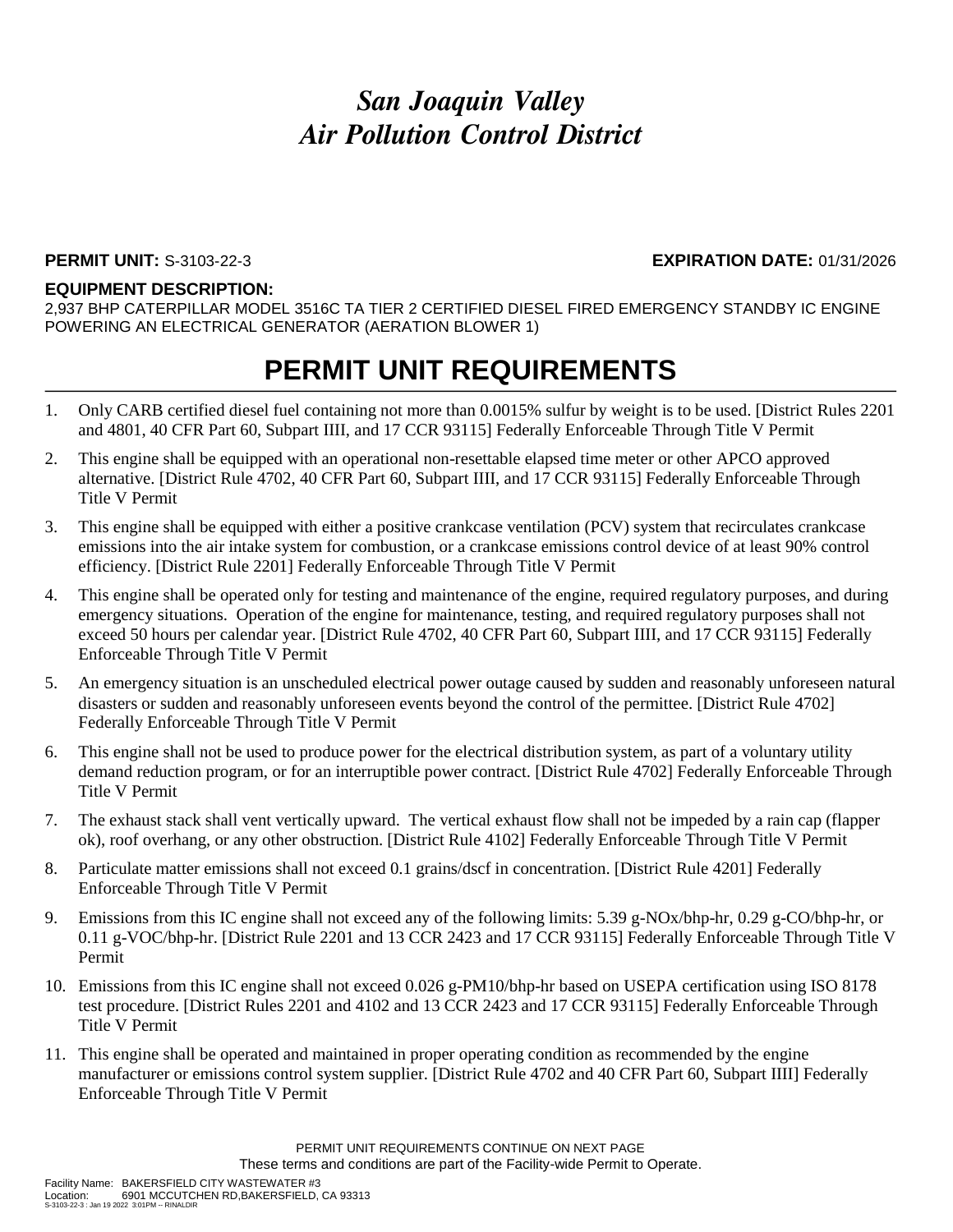# *San Joaquin Valley Air Pollution Control District*

**PERMIT UNIT:** S-3103-22-3 **EXPIRATION DATE:** 01/31/2026

**EQUIPMENT DESCRIPTION:**

2,937 BHP CATERPILLAR MODEL 3516C TA TIER 2 CERTIFIED DIESEL FIRED EMERGENCY STANDBY IC ENGINE POWERING AN ELECTRICAL GENERATOR (AERATION BLOWER 1)

## PERMIT UNIT REQUIREMENTS

1. Only CARB certified diesel fuel containing not more than 0.0015% sulfur by weight is to be used. [District Rules 2201 and 4801, 40 CFR Part 60, Subpart IIII, and 17 CCR 93115] Federally Enforceable Through Title V Permit
2. This engine shall be equipped with an operational non-resettable elapsed time meter or other APCO approved alternative. [District Rule 4702, 40 CFR Part 60, Subpart IIII, and 17 CCR 93115] Federally Enforceable Through Title V Permit
3. This engine shall be equipped with either a positive crankcase ventilation (PCV) system that recirculates crankcase emissions into the air intake system for combustion, or a crankcase emissions control device of at least 90% control efficiency. [District Rule 2201] Federally Enforceable Through Title V Permit
4. This engine shall be operated only for testing and maintenance of the engine, required regulatory purposes, and during emergency situations. Operation of the engine for maintenance, testing, and required regulatory purposes shall not exceed 50 hours per calendar year. [District Rule 4702, 40 CFR Part 60, Subpart IIII, and 17 CCR 93115] Federally Enforceable Through Title V Permit
5. An emergency situation is an unscheduled electrical power outage caused by sudden and reasonably unforeseen natural disasters or sudden and reasonably unforeseen events beyond the control of the permittee. [District Rule 4702] Federally Enforceable Through Title V Permit
6. This engine shall not be used to produce power for the electrical distribution system, as part of a voluntary utility demand reduction program, or for an interruptible power contract. [District Rule 4702] Federally Enforceable Through Title V Permit
7. The exhaust stack shall vent vertically upward. The vertical exhaust flow shall not be impeded by a rain cap (flapper ok), roof overhang, or any other obstruction. [District Rule 4102] Federally Enforceable Through Title V Permit
8. Particulate matter emissions shall not exceed 0.1 grains/dscf in concentration. [District Rule 4201] Federally Enforceable Through Title V Permit
9. Emissions from this IC engine shall not exceed any of the following limits: 5.39 g-NOx/bhp-hr, 0.29 g-CO/bhp-hr, or 0.11 g-VOC/bhp-hr. [District Rule 2201 and 13 CCR 2423 and 17 CCR 93115] Federally Enforceable Through Title V Permit
10. Emissions from this IC engine shall not exceed 0.026 g-PM10/bhp-hr based on USEPA certification using ISO 8178 test procedure. [District Rules 2201 and 4102 and 13 CCR 2423 and 17 CCR 93115] Federally Enforceable Through Title V Permit
11. This engine shall be operated and maintained in proper operating condition as recommended by the engine manufacturer or emissions control system supplier. [District Rule 4702 and 40 CFR Part 60, Subpart IIII] Federally Enforceable Through Title V Permit

PERMIT UNIT REQUIREMENTS CONTINUE ON NEXT PAGE

These terms and conditions are part of the Facility-wide Permit to Operate.

Facility Name: BAKERSFIELD CITY WASTEWATER #3
Location: 6901 MCCUTCHEN RD,BAKERSFIELD, CA 93313
S-3103-22-3 : Jan 19 2022 3:01PM -- RINALDIR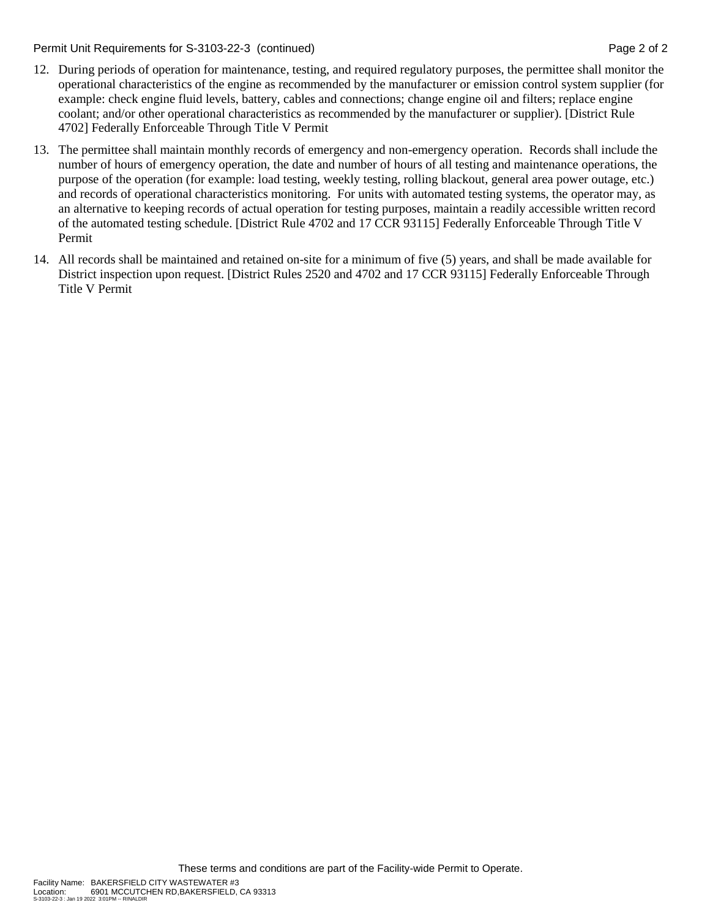12. During periods of operation for maintenance, testing, and required regulatory purposes, the permittee shall monitor the operational characteristics of the engine as recommended by the manufacturer or emission control system supplier (for example: check engine fluid levels, battery, cables and connections; change engine oil and filters; replace engine coolant; and/or other operational characteristics as recommended by the manufacturer or supplier). [District Rule 4702] Federally Enforceable Through Title V Permit

13. The permittee shall maintain monthly records of emergency and non-emergency operation. Records shall include the number of hours of emergency operation, the date and number of hours of all testing and maintenance operations, the purpose of the operation (for example: load testing, weekly testing, rolling blackout, general area power outage, etc.) and records of operational characteristics monitoring. For units with automated testing systems, the operator may, as an alternative to keeping records of actual operation for testing purposes, maintain a readily accessible written record of the automated testing schedule. [District Rule 4702 and 17 CCR 93115] Federally Enforceable Through Title V Permit

14. All records shall be maintained and retained on-site for a minimum of five (5) years, and shall be made available for District inspection upon request. [District Rules 2520 and 4702 and 17 CCR 93115] Federally Enforceable Through Title V Permit

These terms and conditions are part of the Facility-wide Permit to Operate.

Facility Name: BAKERSFIELD CITY WASTEWATER #3
Location: 6901 MCCUTCHEN RD,BAKERSFIELD, CA 93313
S-3103-22-3 : Jan 19 2022 3:01PM -- RINALDIR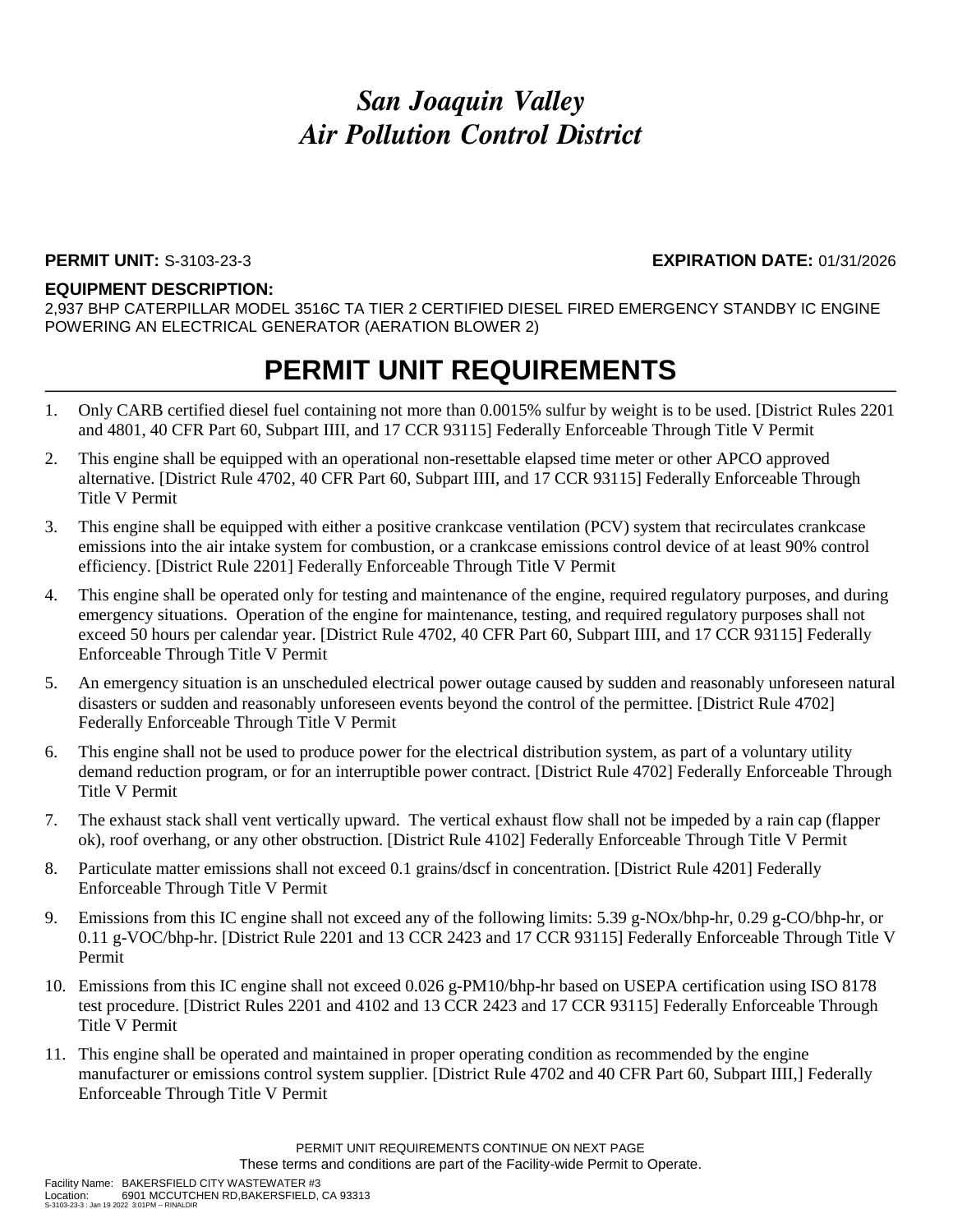# *San Joaquin Valley*
# *Air Pollution Control District*

**PERMIT UNIT:** S-3103-23-3 **EXPIRATION DATE:** 01/31/2026

**EQUIPMENT DESCRIPTION:**
2,937 BHP CATERPILLAR MODEL 3516C TA TIER 2 CERTIFIED DIESEL FIRED EMERGENCY STANDBY IC ENGINE POWERING AN ELECTRICAL GENERATOR (AERATION BLOWER 2)

## PERMIT UNIT REQUIREMENTS

1. Only CARB certified diesel fuel containing not more than 0.0015% sulfur by weight is to be used. [District Rules 2201 and 4801, 40 CFR Part 60, Subpart IIII, and 17 CCR 93115] Federally Enforceable Through Title V Permit
2. This engine shall be equipped with an operational non-resettable elapsed time meter or other APCO approved alternative. [District Rule 4702, 40 CFR Part 60, Subpart IIII, and 17 CCR 93115] Federally Enforceable Through Title V Permit
3. This engine shall be equipped with either a positive crankcase ventilation (PCV) system that recirculates crankcase emissions into the air intake system for combustion, or a crankcase emissions control device of at least 90% control efficiency. [District Rule 2201] Federally Enforceable Through Title V Permit
4. This engine shall be operated only for testing and maintenance of the engine, required regulatory purposes, and during emergency situations. Operation of the engine for maintenance, testing, and required regulatory purposes shall not exceed 50 hours per calendar year. [District Rule 4702, 40 CFR Part 60, Subpart IIII, and 17 CCR 93115] Federally Enforceable Through Title V Permit
5. An emergency situation is an unscheduled electrical power outage caused by sudden and reasonably unforeseen natural disasters or sudden and reasonably unforeseen events beyond the control of the permittee. [District Rule 4702] Federally Enforceable Through Title V Permit
6. This engine shall not be used to produce power for the electrical distribution system, as part of a voluntary utility demand reduction program, or for an interruptible power contract. [District Rule 4702] Federally Enforceable Through Title V Permit
7. The exhaust stack shall vent vertically upward. The vertical exhaust flow shall not be impeded by a rain cap (flapper ok), roof overhang, or any other obstruction. [District Rule 4102] Federally Enforceable Through Title V Permit
8. Particulate matter emissions shall not exceed 0.1 grains/dscf in concentration. [District Rule 4201] Federally Enforceable Through Title V Permit
9. Emissions from this IC engine shall not exceed any of the following limits: 5.39 g-NOx/bhp-hr, 0.29 g-CO/bhp-hr, or 0.11 g-VOC/bhp-hr. [District Rule 2201 and 13 CCR 2423 and 17 CCR 93115] Federally Enforceable Through Title V Permit
10. Emissions from this IC engine shall not exceed 0.026 g-PM10/bhp-hr based on USEPA certification using ISO 8178 test procedure. [District Rules 2201 and 4102 and 13 CCR 2423 and 17 CCR 93115] Federally Enforceable Through Title V Permit
11. This engine shall be operated and maintained in proper operating condition as recommended by the engine manufacturer or emissions control system supplier. [District Rule 4702 and 40 CFR Part 60, Subpart IIII,] Federally Enforceable Through Title V Permit

PERMIT UNIT REQUIREMENTS CONTINUE ON NEXT PAGE
These terms and conditions are part of the Facility-wide Permit to Operate.

Facility Name: BAKERSFIELD CITY WASTEWATER #3
Location: 6901 MCCUTCHEN RD,BAKERSFIELD, CA 93313
S-3103-23-3 : Jan 19 2022 3:01PM -- RINALDIR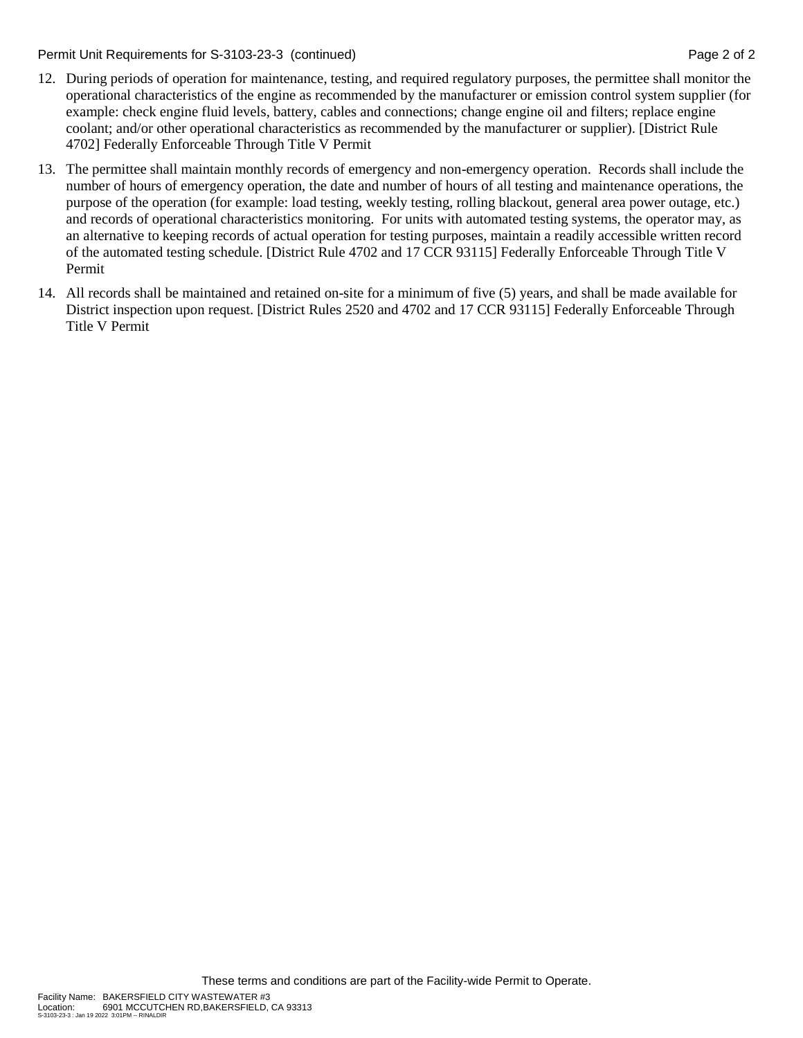12. During periods of operation for maintenance, testing, and required regulatory purposes, the permittee shall monitor the operational characteristics of the engine as recommended by the manufacturer or emission control system supplier (for example: check engine fluid levels, battery, cables and connections; change engine oil and filters; replace engine coolant; and/or other operational characteristics as recommended by the manufacturer or supplier). [District Rule 4702] Federally Enforceable Through Title V Permit

13. The permittee shall maintain monthly records of emergency and non-emergency operation. Records shall include the number of hours of emergency operation, the date and number of hours of all testing and maintenance operations, the purpose of the operation (for example: load testing, weekly testing, rolling blackout, general area power outage, etc.) and records of operational characteristics monitoring. For units with automated testing systems, the operator may, as an alternative to keeping records of actual operation for testing purposes, maintain a readily accessible written record of the automated testing schedule. [District Rule 4702 and 17 CCR 93115] Federally Enforceable Through Title V Permit

14. All records shall be maintained and retained on-site for a minimum of five (5) years, and shall be made available for District inspection upon request. [District Rules 2520 and 4702 and 17 CCR 93115] Federally Enforceable Through Title V Permit

These terms and conditions are part of the Facility-wide Permit to Operate.

Facility Name: BAKERSFIELD CITY WASTEWATER #3
Location: 6901 MCCUTCHEN RD,BAKERSFIELD, CA 93313
S-3103-23-3 : Jan 19 2022 3:01PM -- RINALDIR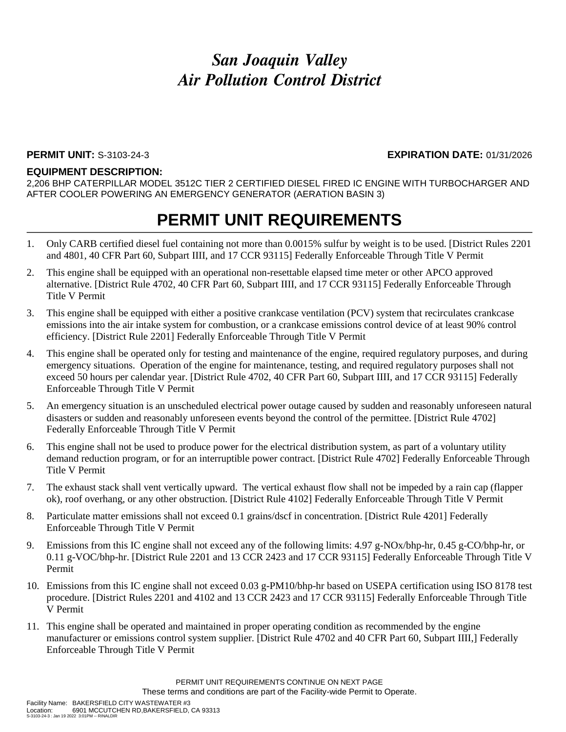# *San Joaquin Valley Air Pollution Control District*

**PERMIT UNIT:** S-3103-24-3 **EXPIRATION DATE:** 01/31/2026

**EQUIPMENT DESCRIPTION:**

2,206 BHP CATERPILLAR MODEL 3512C TIER 2 CERTIFIED DIESEL FIRED IC ENGINE WITH TURBOCHARGER AND AFTER COOLER POWERING AN EMERGENCY GENERATOR (AERATION BASIN 3)

# PERMIT UNIT REQUIREMENTS

1. Only CARB certified diesel fuel containing not more than 0.0015% sulfur by weight is to be used. [District Rules 2201 and 4801, 40 CFR Part 60, Subpart IIII, and 17 CCR 93115] Federally Enforceable Through Title V Permit
2. This engine shall be equipped with an operational non-resettable elapsed time meter or other APCO approved alternative. [District Rule 4702, 40 CFR Part 60, Subpart IIII, and 17 CCR 93115] Federally Enforceable Through Title V Permit
3. This engine shall be equipped with either a positive crankcase ventilation (PCV) system that recirculates crankcase emissions into the air intake system for combustion, or a crankcase emissions control device of at least 90% control efficiency. [District Rule 2201] Federally Enforceable Through Title V Permit
4. This engine shall be operated only for testing and maintenance of the engine, required regulatory purposes, and during emergency situations. Operation of the engine for maintenance, testing, and required regulatory purposes shall not exceed 50 hours per calendar year. [District Rule 4702, 40 CFR Part 60, Subpart IIII, and 17 CCR 93115] Federally Enforceable Through Title V Permit
5. An emergency situation is an unscheduled electrical power outage caused by sudden and reasonably unforeseen natural disasters or sudden and reasonably unforeseen events beyond the control of the permittee. [District Rule 4702] Federally Enforceable Through Title V Permit
6. This engine shall not be used to produce power for the electrical distribution system, as part of a voluntary utility demand reduction program, or for an interruptible power contract. [District Rule 4702] Federally Enforceable Through Title V Permit
7. The exhaust stack shall vent vertically upward. The vertical exhaust flow shall not be impeded by a rain cap (flapper ok), roof overhang, or any other obstruction. [District Rule 4102] Federally Enforceable Through Title V Permit
8. Particulate matter emissions shall not exceed 0.1 grains/dscf in concentration. [District Rule 4201] Federally Enforceable Through Title V Permit
9. Emissions from this IC engine shall not exceed any of the following limits: 4.97 g-NOx/bhp-hr, 0.45 g-CO/bhp-hr, or 0.11 g-VOC/bhp-hr. [District Rule 2201 and 13 CCR 2423 and 17 CCR 93115] Federally Enforceable Through Title V Permit
10. Emissions from this IC engine shall not exceed 0.03 g-PM10/bhp-hr based on USEPA certification using ISO 8178 test procedure. [District Rules 2201 and 4102 and 13 CCR 2423 and 17 CCR 93115] Federally Enforceable Through Title V Permit
11. This engine shall be operated and maintained in proper operating condition as recommended by the engine manufacturer or emissions control system supplier. [District Rule 4702 and 40 CFR Part 60, Subpart IIII,] Federally Enforceable Through Title V Permit

PERMIT UNIT REQUIREMENTS CONTINUE ON NEXT PAGE

These terms and conditions are part of the Facility-wide Permit to Operate.

Facility Name: BAKERSFIELD CITY WASTEWATER #3
Location: 6901 MCCUTCHEN RD,BAKERSFIELD, CA 93313
S-3103-24-3 : Jan 19 2022 3:01PM -- RINALDIR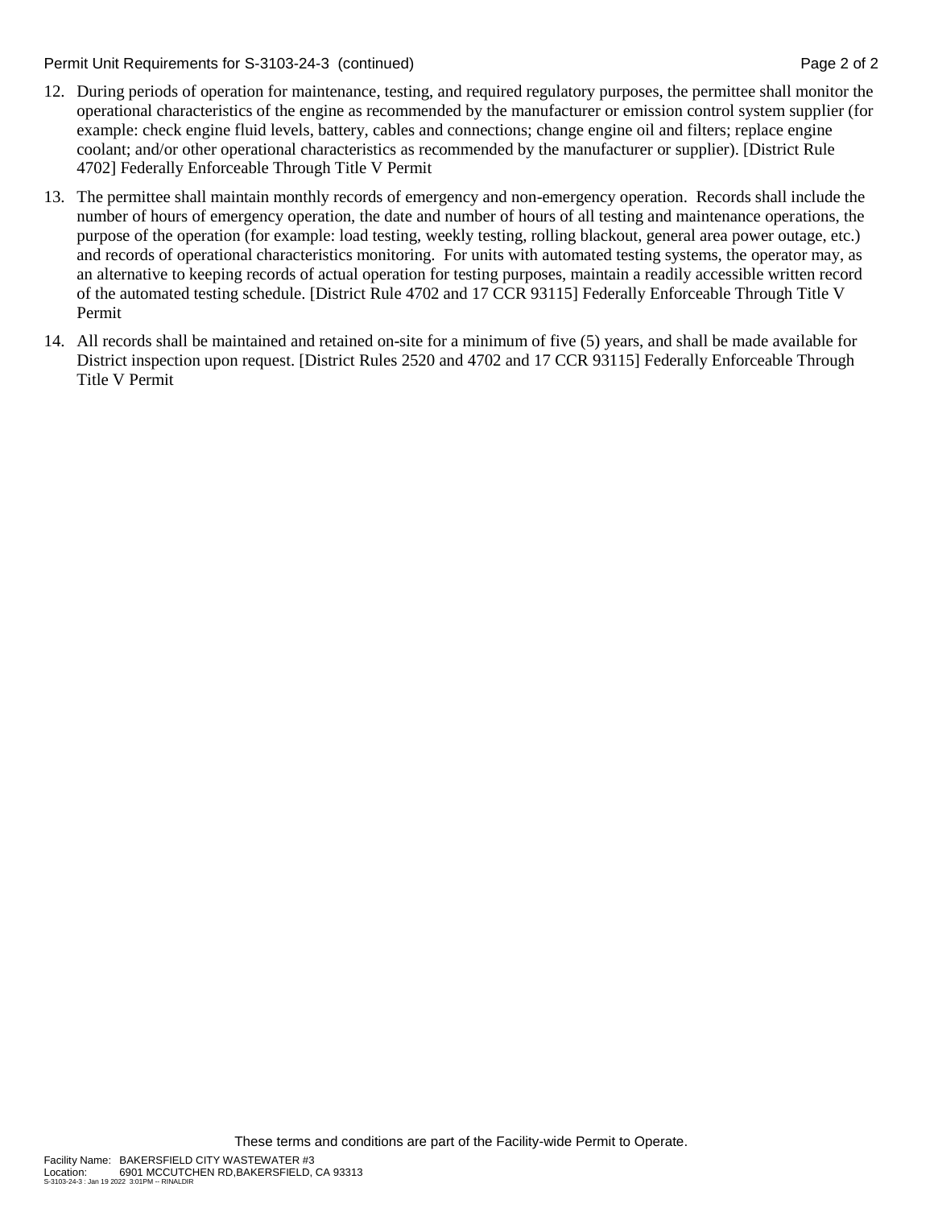12. During periods of operation for maintenance, testing, and required regulatory purposes, the permittee shall monitor the operational characteristics of the engine as recommended by the manufacturer or emission control system supplier (for example: check engine fluid levels, battery, cables and connections; change engine oil and filters; replace engine coolant; and/or other operational characteristics as recommended by the manufacturer or supplier). [District Rule 4702] Federally Enforceable Through Title V Permit

13. The permittee shall maintain monthly records of emergency and non-emergency operation. Records shall include the number of hours of emergency operation, the date and number of hours of all testing and maintenance operations, the purpose of the operation (for example: load testing, weekly testing, rolling blackout, general area power outage, etc.) and records of operational characteristics monitoring. For units with automated testing systems, the operator may, as an alternative to keeping records of actual operation for testing purposes, maintain a readily accessible written record of the automated testing schedule. [District Rule 4702 and 17 CCR 93115] Federally Enforceable Through Title V Permit

14. All records shall be maintained and retained on-site for a minimum of five (5) years, and shall be made available for District inspection upon request. [District Rules 2520 and 4702 and 17 CCR 93115] Federally Enforceable Through Title V Permit

These terms and conditions are part of the Facility-wide Permit to Operate.

Facility Name: BAKERSFIELD CITY WASTEWATER #3
Location: 6901 MCCUTCHEN RD,BAKERSFIELD, CA 93313
S-3103-24-3 : Jan 19 2022 3:01PM -- RINALDIR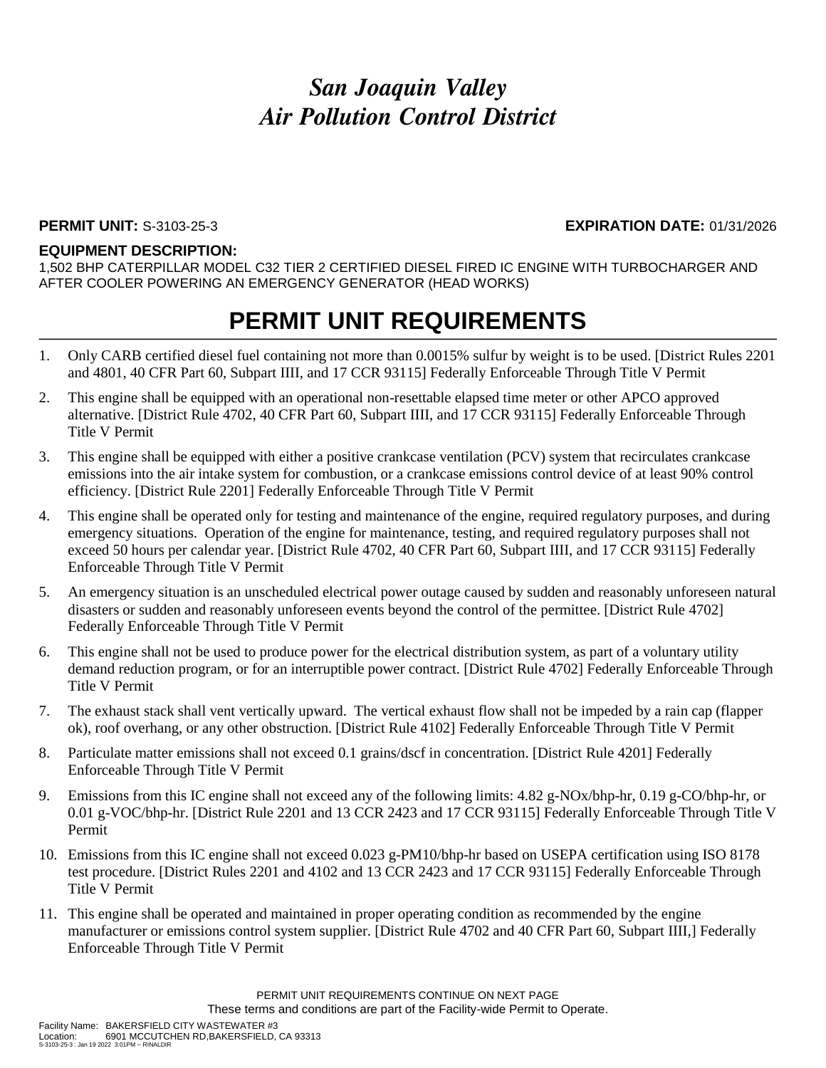# *San Joaquin Valley*
# *Air Pollution Control District*

**PERMIT UNIT:** S-3103-25-3 **EXPIRATION DATE:** 01/31/2026

**EQUIPMENT DESCRIPTION:**
1,502 BHP CATERPILLAR MODEL C32 TIER 2 CERTIFIED DIESEL FIRED IC ENGINE WITH TURBOCHARGER AND AFTER COOLER POWERING AN EMERGENCY GENERATOR (HEAD WORKS)

## PERMIT UNIT REQUIREMENTS

1. Only CARB certified diesel fuel containing not more than 0.0015% sulfur by weight is to be used. [District Rules 2201 and 4801, 40 CFR Part 60, Subpart IIII, and 17 CCR 93115] Federally Enforceable Through Title V Permit
2. This engine shall be equipped with an operational non-resettable elapsed time meter or other APCO approved alternative. [District Rule 4702, 40 CFR Part 60, Subpart IIII, and 17 CCR 93115] Federally Enforceable Through Title V Permit
3. This engine shall be equipped with either a positive crankcase ventilation (PCV) system that recirculates crankcase emissions into the air intake system for combustion, or a crankcase emissions control device of at least 90% control efficiency. [District Rule 2201] Federally Enforceable Through Title V Permit
4. This engine shall be operated only for testing and maintenance of the engine, required regulatory purposes, and during emergency situations. Operation of the engine for maintenance, testing, and required regulatory purposes shall not exceed 50 hours per calendar year. [District Rule 4702, 40 CFR Part 60, Subpart IIII, and 17 CCR 93115] Federally Enforceable Through Title V Permit
5. An emergency situation is an unscheduled electrical power outage caused by sudden and reasonably unforeseen natural disasters or sudden and reasonably unforeseen events beyond the control of the permittee. [District Rule 4702] Federally Enforceable Through Title V Permit
6. This engine shall not be used to produce power for the electrical distribution system, as part of a voluntary utility demand reduction program, or for an interruptible power contract. [District Rule 4702] Federally Enforceable Through Title V Permit
7. The exhaust stack shall vent vertically upward. The vertical exhaust flow shall not be impeded by a rain cap (flapper ok), roof overhang, or any other obstruction. [District Rule 4102] Federally Enforceable Through Title V Permit
8. Particulate matter emissions shall not exceed 0.1 grains/dscf in concentration. [District Rule 4201] Federally Enforceable Through Title V Permit
9. Emissions from this IC engine shall not exceed any of the following limits: 4.82 g-NOx/bhp-hr, 0.19 g-CO/bhp-hr, or 0.01 g-VOC/bhp-hr. [District Rule 2201 and 13 CCR 2423 and 17 CCR 93115] Federally Enforceable Through Title V Permit
10. Emissions from this IC engine shall not exceed 0.023 g-PM10/bhp-hr based on USEPA certification using ISO 8178 test procedure. [District Rules 2201 and 4102 and 13 CCR 2423 and 17 CCR 93115] Federally Enforceable Through Title V Permit
11. This engine shall be operated and maintained in proper operating condition as recommended by the engine manufacturer or emissions control system supplier. [District Rule 4702 and 40 CFR Part 60, Subpart IIII,] Federally Enforceable Through Title V Permit

PERMIT UNIT REQUIREMENTS CONTINUE ON NEXT PAGE
These terms and conditions are part of the Facility-wide Permit to Operate.

Facility Name: BAKERSFIELD CITY WASTEWATER #3
Location: 6901 MCCUTCHEN RD,BAKERSFIELD, CA 93313
S-3103-25-3 : Jan 19 2022 3:01PM -- RINALDIR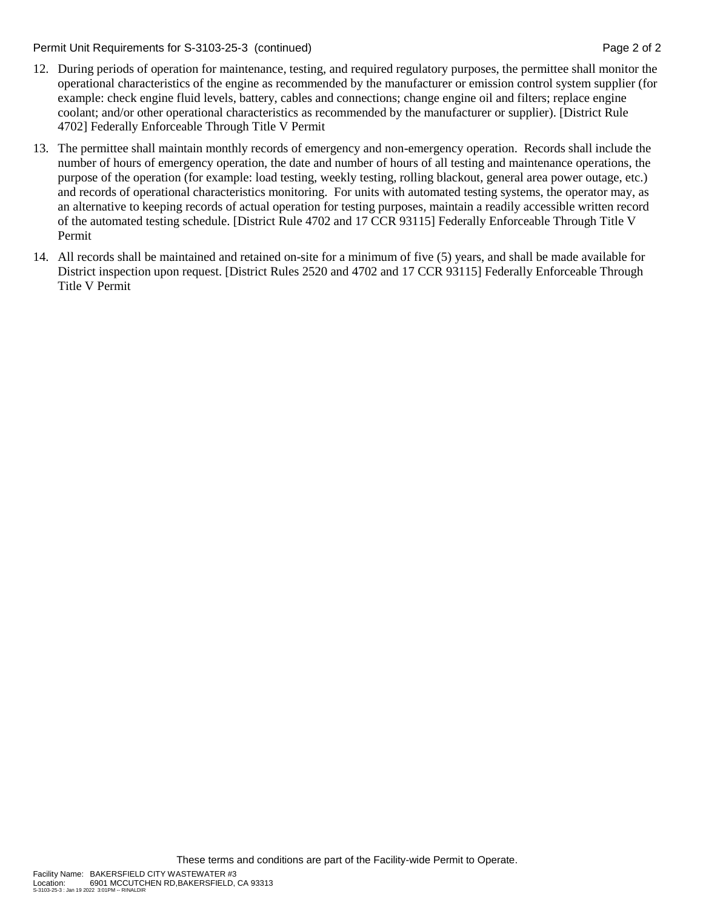12. During periods of operation for maintenance, testing, and required regulatory purposes, the permittee shall monitor the operational characteristics of the engine as recommended by the manufacturer or emission control system supplier (for example: check engine fluid levels, battery, cables and connections; change engine oil and filters; replace engine coolant; and/or other operational characteristics as recommended by the manufacturer or supplier). [District Rule 4702] Federally Enforceable Through Title V Permit

13. The permittee shall maintain monthly records of emergency and non-emergency operation. Records shall include the number of hours of emergency operation, the date and number of hours of all testing and maintenance operations, the purpose of the operation (for example: load testing, weekly testing, rolling blackout, general area power outage, etc.) and records of operational characteristics monitoring. For units with automated testing systems, the operator may, as an alternative to keeping records of actual operation for testing purposes, maintain a readily accessible written record of the automated testing schedule. [District Rule 4702 and 17 CCR 93115] Federally Enforceable Through Title V Permit

14. All records shall be maintained and retained on-site for a minimum of five (5) years, and shall be made available for District inspection upon request. [District Rules 2520 and 4702 and 17 CCR 93115] Federally Enforceable Through Title V Permit

These terms and conditions are part of the Facility-wide Permit to Operate.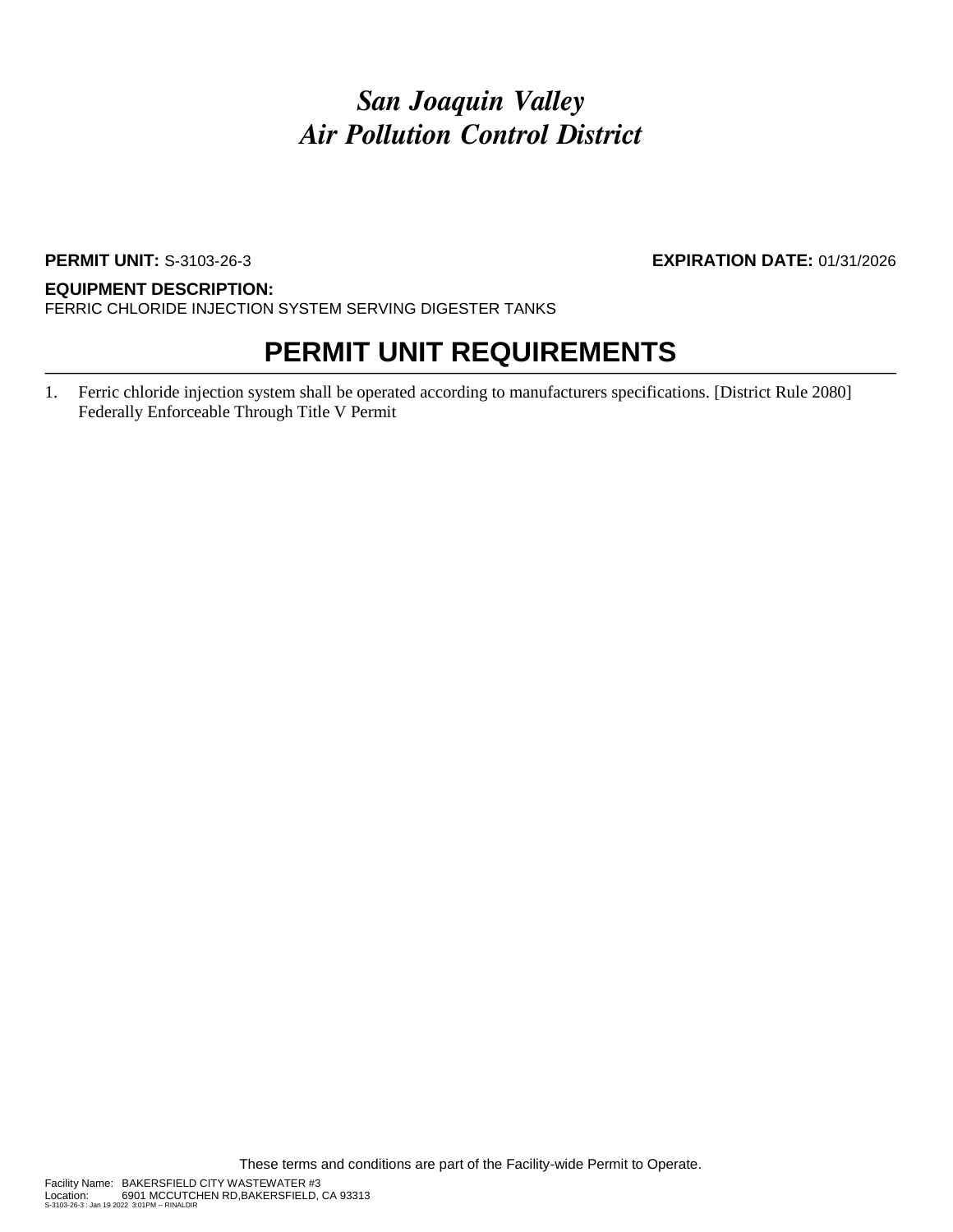# *San Joaquin Valley Air Pollution Control District*

**PERMIT UNIT:** S-3103-26-3 **EXPIRATION DATE:** 01/31/2026

**EQUIPMENT DESCRIPTION:**
FERRIC CHLORIDE INJECTION SYSTEM SERVING DIGESTER TANKS

## PERMIT UNIT REQUIREMENTS

1. Ferric chloride injection system shall be operated according to manufacturers specifications. [District Rule 2080] Federally Enforceable Through Title V Permit

These terms and conditions are part of the Facility-wide Permit to Operate.

Facility Name: BAKERSFIELD CITY WASTEWATER #3
Location: 6901 MCCUTCHEN RD,BAKERSFIELD, CA 93313
S-3103-26-3 : Jan 19 2022 3:01PM -- RINALDIR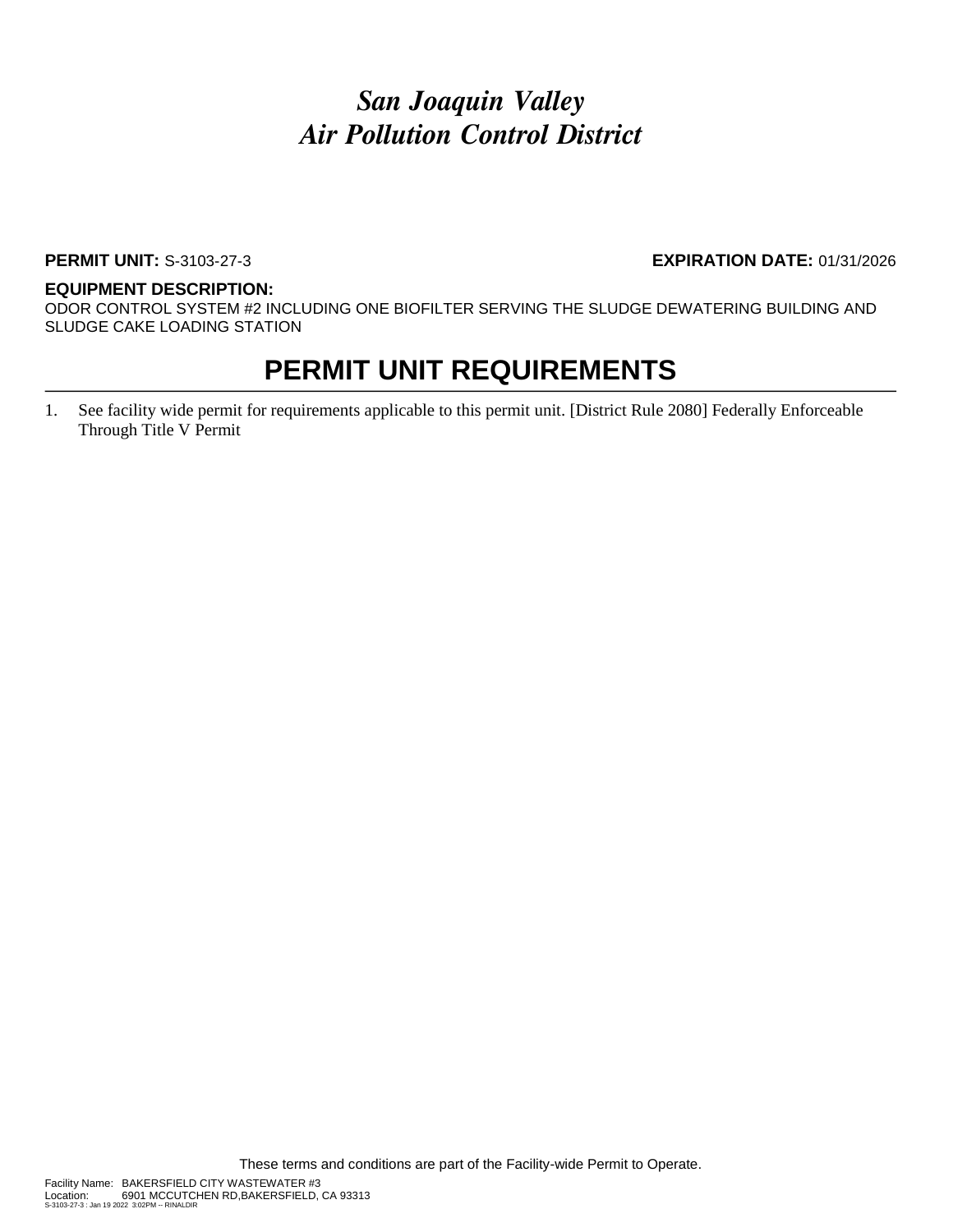# *San Joaquin Valley*
# *Air Pollution Control District*

**PERMIT UNIT:** S-3103-27-3 **EXPIRATION DATE:** 01/31/2026

**EQUIPMENT DESCRIPTION:**
ODOR CONTROL SYSTEM #2 INCLUDING ONE BIOFILTER SERVING THE SLUDGE DEWATERING BUILDING AND SLUDGE CAKE LOADING STATION

## PERMIT UNIT REQUIREMENTS

1. See facility wide permit for requirements applicable to this permit unit. [District Rule 2080] Federally Enforceable Through Title V Permit

These terms and conditions are part of the Facility-wide Permit to Operate.

Facility Name: BAKERSFIELD CITY WASTEWATER #3
Location: 6901 MCCUTCHEN RD,BAKERSFIELD, CA 93313
S-3103-27-3 : Jan 19 2022 3:02PM -- RINALDIR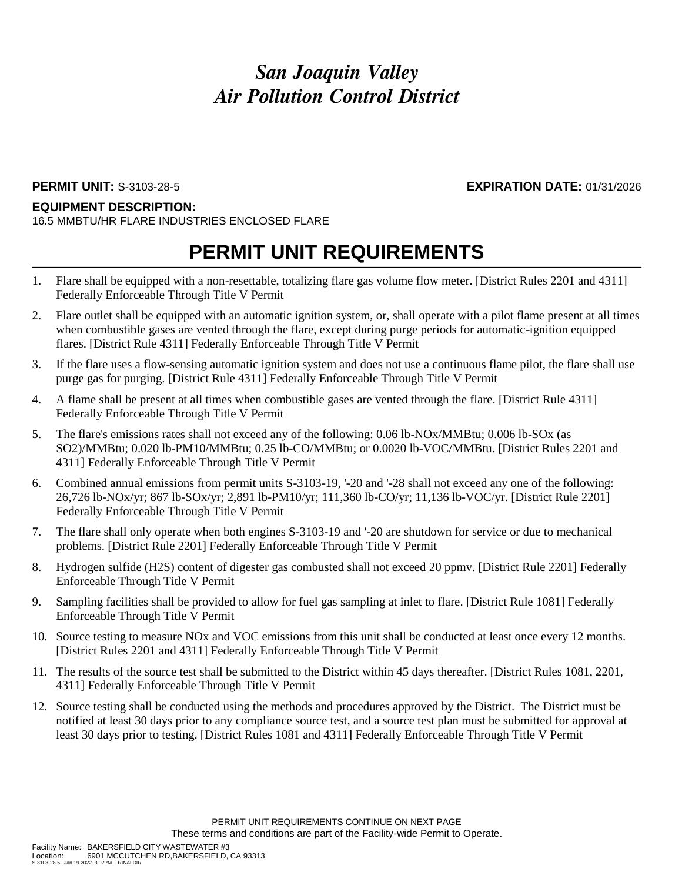# *San Joaquin Valley Air Pollution Control District*

**PERMIT UNIT:** S-3103-28-5 **EXPIRATION DATE:** 01/31/2026

**EQUIPMENT DESCRIPTION:**
16.5 MMBTU/HR FLARE INDUSTRIES ENCLOSED FLARE

## PERMIT UNIT REQUIREMENTS

1. Flare shall be equipped with a non-resettable, totalizing flare gas volume flow meter. [District Rules 2201 and 4311] Federally Enforceable Through Title V Permit
2. Flare outlet shall be equipped with an automatic ignition system, or, shall operate with a pilot flame present at all times when combustible gases are vented through the flare, except during purge periods for automatic-ignition equipped flares. [District Rule 4311] Federally Enforceable Through Title V Permit
3. If the flare uses a flow-sensing automatic ignition system and does not use a continuous flame pilot, the flare shall use purge gas for purging. [District Rule 4311] Federally Enforceable Through Title V Permit
4. A flame shall be present at all times when combustible gases are vented through the flare. [District Rule 4311] Federally Enforceable Through Title V Permit
5. The flare's emissions rates shall not exceed any of the following: 0.06 lb-NOx/MMBtu; 0.006 lb-SOx (as SO2)/MMBtu; 0.020 lb-PM10/MMBtu; 0.25 lb-CO/MMBtu; or 0.0020 lb-VOC/MMBtu. [District Rules 2201 and 4311] Federally Enforceable Through Title V Permit
6. Combined annual emissions from permit units S-3103-19, '-20 and '-28 shall not exceed any one of the following: 26,726 lb-NOx/yr; 867 lb-SOx/yr; 2,891 lb-PM10/yr; 111,360 lb-CO/yr; 11,136 lb-VOC/yr. [District Rule 2201] Federally Enforceable Through Title V Permit
7. The flare shall only operate when both engines S-3103-19 and '-20 are shutdown for service or due to mechanical problems. [District Rule 2201] Federally Enforceable Through Title V Permit
8. Hydrogen sulfide (H2S) content of digester gas combusted shall not exceed 20 ppmv. [District Rule 2201] Federally Enforceable Through Title V Permit
9. Sampling facilities shall be provided to allow for fuel gas sampling at inlet to flare. [District Rule 1081] Federally Enforceable Through Title V Permit
10. Source testing to measure NOx and VOC emissions from this unit shall be conducted at least once every 12 months. [District Rules 2201 and 4311] Federally Enforceable Through Title V Permit
11. The results of the source test shall be submitted to the District within 45 days thereafter. [District Rules 1081, 2201, 4311] Federally Enforceable Through Title V Permit
12. Source testing shall be conducted using the methods and procedures approved by the District. The District must be notified at least 30 days prior to any compliance source test, and a source test plan must be submitted for approval at least 30 days prior to testing. [District Rules 1081 and 4311] Federally Enforceable Through Title V Permit

PERMIT UNIT REQUIREMENTS CONTINUE ON NEXT PAGE
These terms and conditions are part of the Facility-wide Permit to Operate.

Facility Name: BAKERSFIELD CITY WASTEWATER #3
Location: 6901 MCCUTCHEN RD,BAKERSFIELD, CA 93313
S-3103-28-5 : Jan 19 2022 3:02PM -- RINALDIR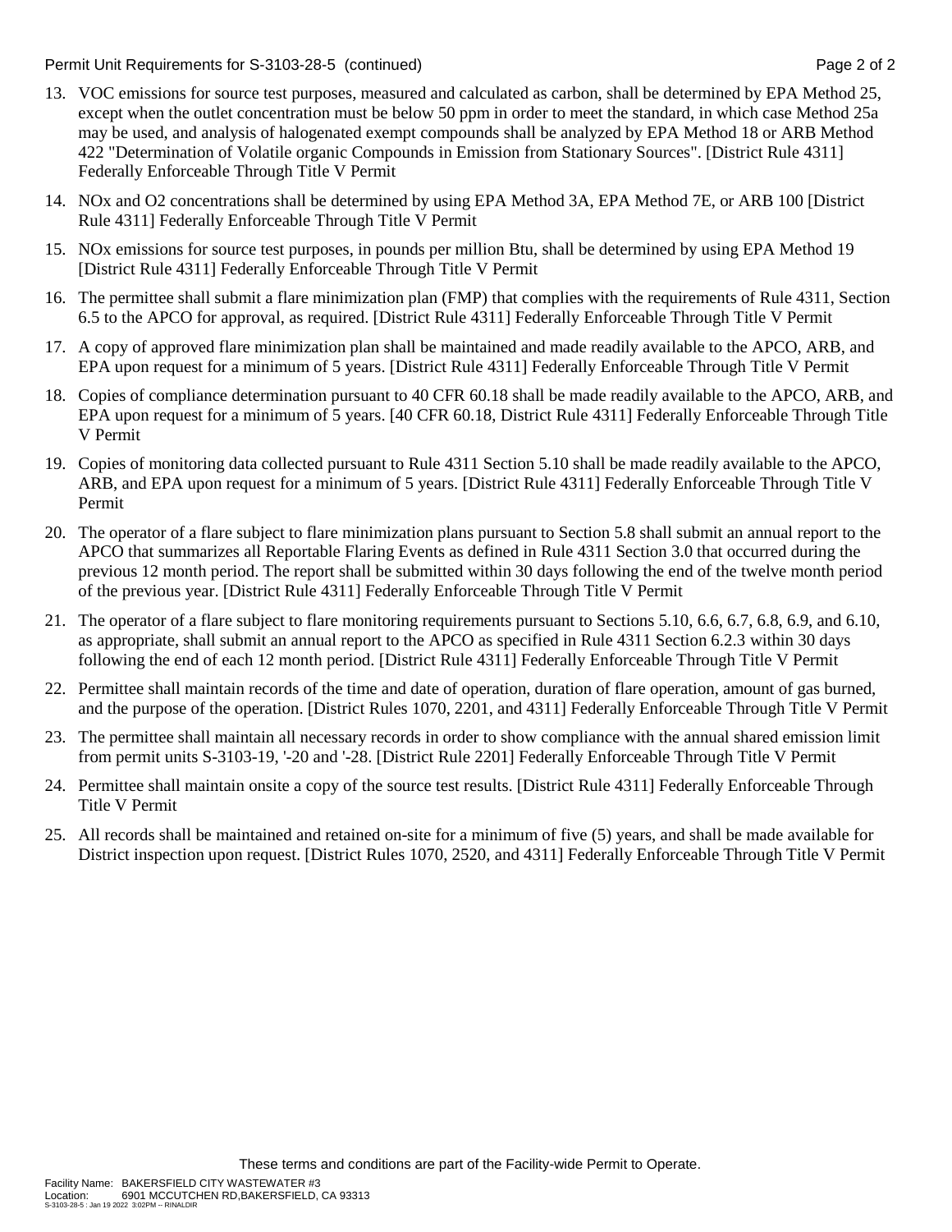13. VOC emissions for source test purposes, measured and calculated as carbon, shall be determined by EPA Method 25, except when the outlet concentration must be below 50 ppm in order to meet the standard, in which case Method 25a may be used, and analysis of halogenated exempt compounds shall be analyzed by EPA Method 18 or ARB Method 422 "Determination of Volatile organic Compounds in Emission from Stationary Sources". [District Rule 4311] Federally Enforceable Through Title V Permit

14. NOx and O2 concentrations shall be determined by using EPA Method 3A, EPA Method 7E, or ARB 100 [District Rule 4311] Federally Enforceable Through Title V Permit

15. NOx emissions for source test purposes, in pounds per million Btu, shall be determined by using EPA Method 19 [District Rule 4311] Federally Enforceable Through Title V Permit

16. The permittee shall submit a flare minimization plan (FMP) that complies with the requirements of Rule 4311, Section 6.5 to the APCO for approval, as required. [District Rule 4311] Federally Enforceable Through Title V Permit

17. A copy of approved flare minimization plan shall be maintained and made readily available to the APCO, ARB, and EPA upon request for a minimum of 5 years. [District Rule 4311] Federally Enforceable Through Title V Permit

18. Copies of compliance determination pursuant to 40 CFR 60.18 shall be made readily available to the APCO, ARB, and EPA upon request for a minimum of 5 years. [40 CFR 60.18, District Rule 4311] Federally Enforceable Through Title V Permit

19. Copies of monitoring data collected pursuant to Rule 4311 Section 5.10 shall be made readily available to the APCO, ARB, and EPA upon request for a minimum of 5 years. [District Rule 4311] Federally Enforceable Through Title V Permit

20. The operator of a flare subject to flare minimization plans pursuant to Section 5.8 shall submit an annual report to the APCO that summarizes all Reportable Flaring Events as defined in Rule 4311 Section 3.0 that occurred during the previous 12 month period. The report shall be submitted within 30 days following the end of the twelve month period of the previous year. [District Rule 4311] Federally Enforceable Through Title V Permit

21. The operator of a flare subject to flare monitoring requirements pursuant to Sections 5.10, 6.6, 6.7, 6.8, 6.9, and 6.10, as appropriate, shall submit an annual report to the APCO as specified in Rule 4311 Section 6.2.3 within 30 days following the end of each 12 month period. [District Rule 4311] Federally Enforceable Through Title V Permit

22. Permittee shall maintain records of the time and date of operation, duration of flare operation, amount of gas burned, and the purpose of the operation. [District Rules 1070, 2201, and 4311] Federally Enforceable Through Title V Permit

23. The permittee shall maintain all necessary records in order to show compliance with the annual shared emission limit from permit units S-3103-19, '-20 and '-28. [District Rule 2201] Federally Enforceable Through Title V Permit

24. Permittee shall maintain onsite a copy of the source test results. [District Rule 4311] Federally Enforceable Through Title V Permit

25. All records shall be maintained and retained on-site for a minimum of five (5) years, and shall be made available for District inspection upon request. [District Rules 1070, 2520, and 4311] Federally Enforceable Through Title V Permit

These terms and conditions are part of the Facility-wide Permit to Operate.

Facility Name: BAKERSFIELD CITY WASTEWATER #3
Location: 6901 MCCUTCHEN RD,BAKERSFIELD, CA 93313
S-3103-28-5 : Jan 19 2022 3:02PM -- RINALDIR